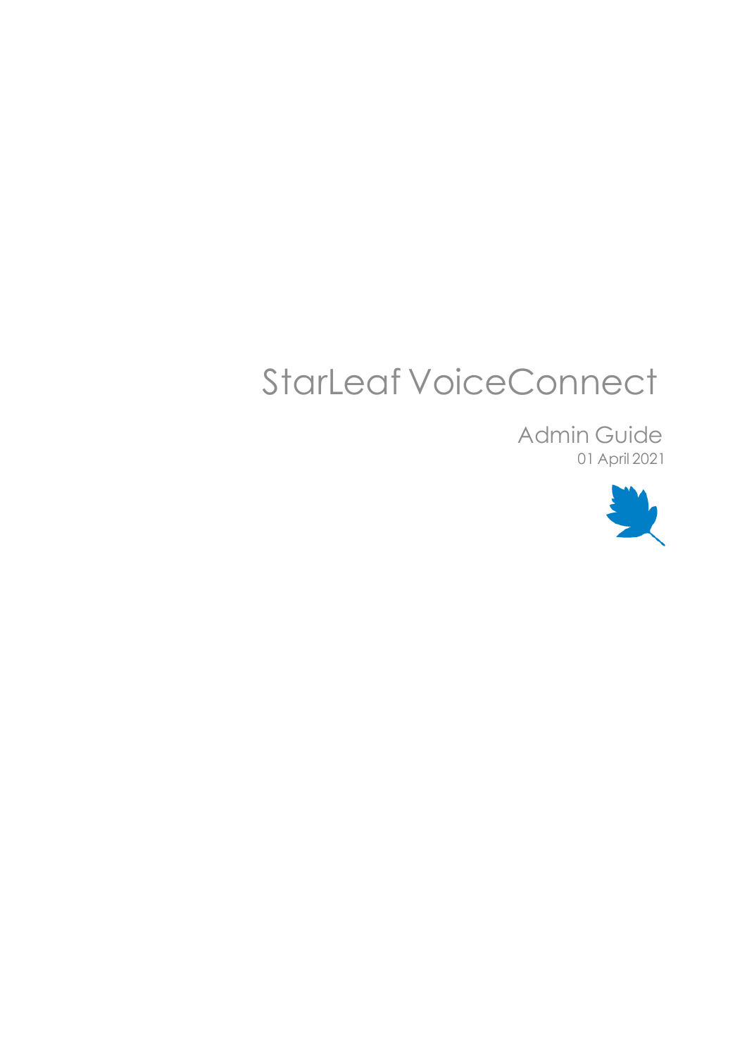# StarLeaf VoiceConnect

## Admin Guide

01 April 2021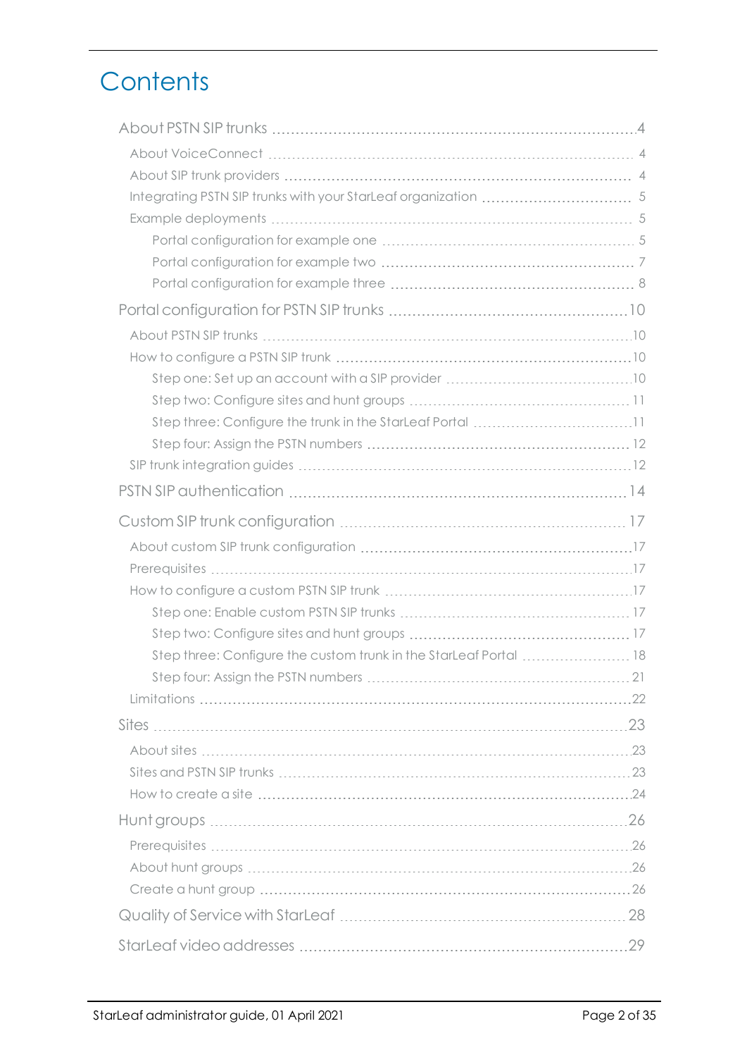# Contents

- About PSTN SIP trunks 4
  - About VoiceConnect 4
  - About SIP trunk providers 4
  - Integrating PSTN SIP trunks with your StarLeaf organization 5
  - Example deployments 5
    - Portal configuration for example one 5
    - Portal configuration for example two 7
    - Portal configuration for example three 8
- Portal configuration for PSTN SIP trunks 10
  - About PSTN SIP trunks 10
  - How to configure a PSTN SIP trunk 10
    - Step one: Set up an account with a SIP provider 10
    - Step two: Configure sites and hunt groups 11
    - Step three: Configure the trunk in the StarLeaf Portal 11
    - Step four: Assign the PSTN numbers 12
  - SIP trunk integration guides 12
- PSTN SIP authentication 14
- Custom SIP trunk configuration 17
  - About custom SIP trunk configuration 17
  - Prerequisites 17
  - How to configure a custom PSTN SIP trunk 17
    - Step one: Enable custom PSTN SIP trunks 17
    - Step two: Configure sites and hunt groups 17
    - Step three: Configure the custom trunk in the StarLeaf Portal 18
    - Step four: Assign the PSTN numbers 21
  - Limitations 22
- Sites 23
  - About sites 23
  - Sites and PSTN SIP trunks 23
  - How to create a site 24
- Hunt groups 26
  - Prerequisites 26
  - About hunt groups 26
  - Create a hunt group 26
- Quality of Service with StarLeaf 28
- StarLeaf video addresses 29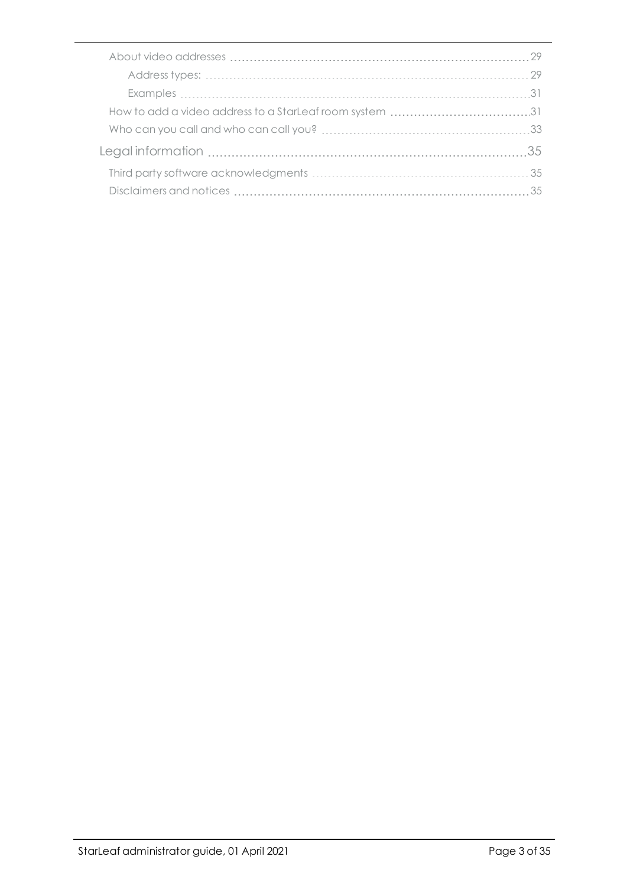- About video addresses 29
  - Address types: 29
  - Examples 31
- How to add a video address to a StarLeaf room system 31
- Who can you call and who can call you? 33

Legal information 35

- Third party software acknowledgments 35
- Disclaimers and notices 35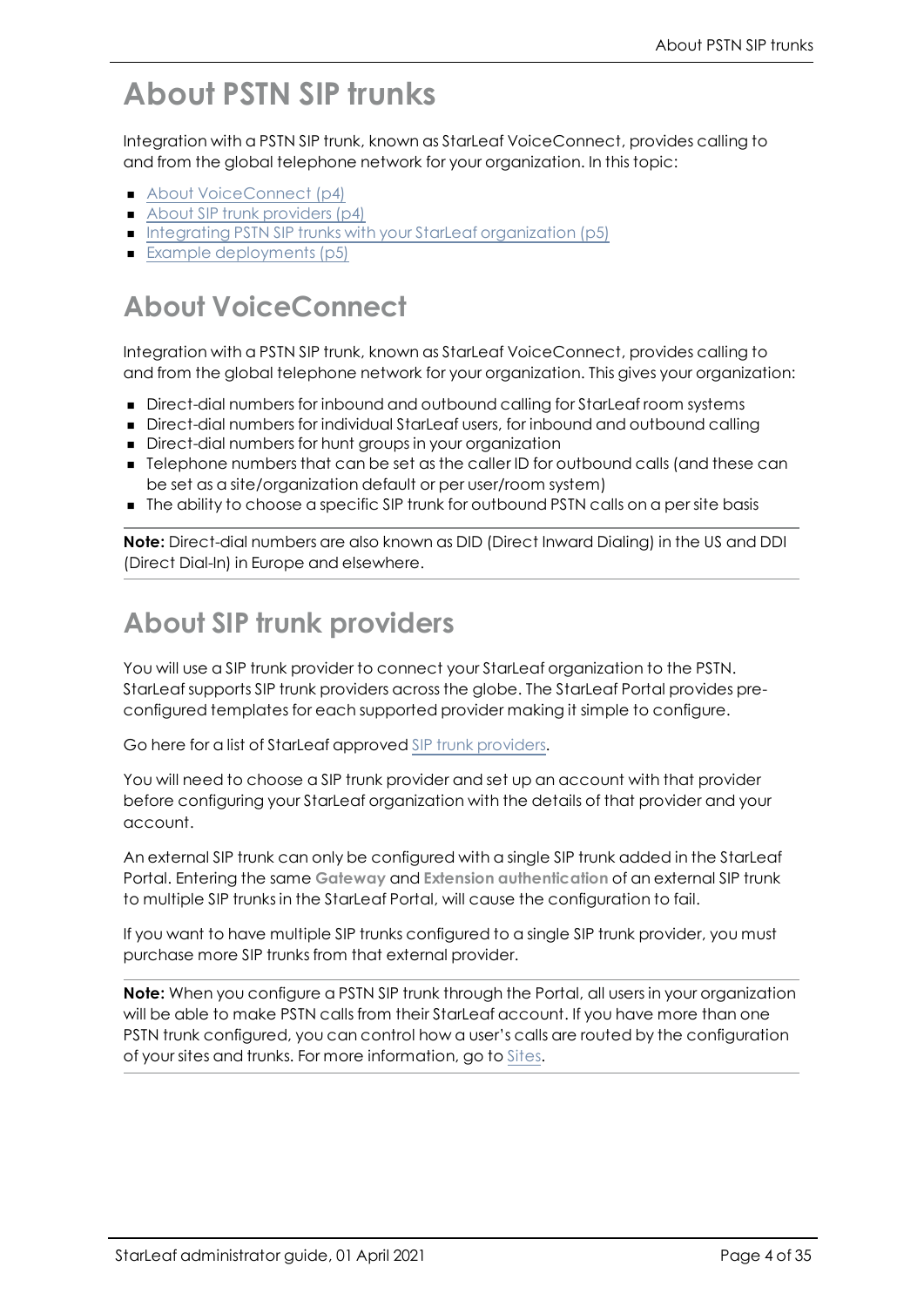# About PSTN SIP trunks

Integration with a PSTN SIP trunk, known as StarLeaf VoiceConnect, provides calling to and from the global telephone network for your organization. In this topic:

- About VoiceConnect (p4)
- About SIP trunk providers (p4)
- Integrating PSTN SIP trunks with your StarLeaf organization (p5)
- Example deployments (p5)

## About VoiceConnect

Integration with a PSTN SIP trunk, known as StarLeaf VoiceConnect, provides calling to and from the global telephone network for your organization. This gives your organization:

- Direct-dial numbers for inbound and outbound calling for StarLeaf room systems
- Direct-dial numbers for individual StarLeaf users, for inbound and outbound calling
- Direct-dial numbers for hunt groups in your organization
- Telephone numbers that can be set as the caller ID for outbound calls (and these can be set as a site/organization default or per user/room system)
- The ability to choose a specific SIP trunk for outbound PSTN calls on a per site basis

**Note:** Direct-dial numbers are also known as DID (Direct Inward Dialing) in the US and DDI (Direct Dial-In) in Europe and elsewhere.

## About SIP trunk providers

You will use a SIP trunk provider to connect your StarLeaf organization to the PSTN. StarLeaf supports SIP trunk providers across the globe. The StarLeaf Portal provides pre-configured templates for each supported provider making it simple to configure.

Go here for a list of StarLeaf approved SIP trunk providers.

You will need to choose a SIP trunk provider and set up an account with that provider before configuring your StarLeaf organization with the details of that provider and your account.

An external SIP trunk can only be configured with a single SIP trunk added in the StarLeaf Portal. Entering the same **Gateway** and **Extension authentication** of an external SIP trunk to multiple SIP trunks in the StarLeaf Portal, will cause the configuration to fail.

If you want to have multiple SIP trunks configured to a single SIP trunk provider, you must purchase more SIP trunks from that external provider.

**Note:** When you configure a PSTN SIP trunk through the Portal, all users in your organization will be able to make PSTN calls from their StarLeaf account. If you have more than one PSTN trunk configured, you can control how a user's calls are routed by the configuration of your sites and trunks. For more information, go to Sites.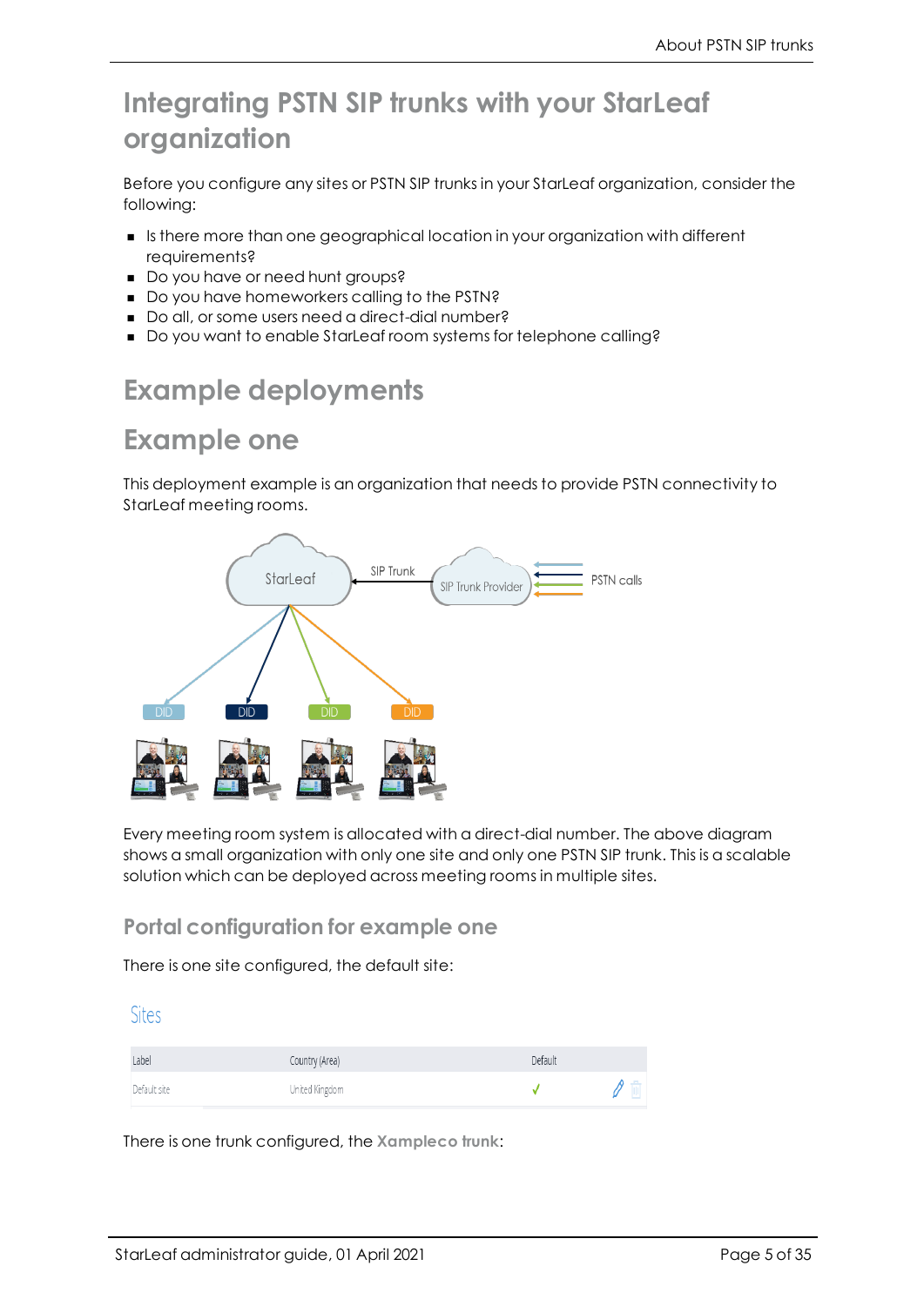# Integrating PSTN SIP trunks with your StarLeaf organization

Before you configure any sites or PSTN SIP trunks in your StarLeaf organization, consider the following:

- Is there more than one geographical location in your organization with different requirements?
- Do you have or need hunt groups?
- Do you have homeworkers calling to the PSTN?
- Do all, or some users need a direct-dial number?
- Do you want to enable StarLeaf room systems for telephone calling?

# Example deployments

# Example one

This deployment example is an organization that needs to provide PSTN connectivity to StarLeaf meeting rooms.

Every meeting room system is allocated with a direct-dial number. The above diagram shows a small organization with only one site and only one PSTN SIP trunk. This is a scalable solution which can be deployed across meeting rooms in multiple sites.

## Portal configuration for example one

There is one site configured, the default site:

Sites

| Label | Country (Area) | Default |
|---|---|---|
| Default site | United Kingdom | ✓ |

There is one trunk configured, the **Xampleco trunk**: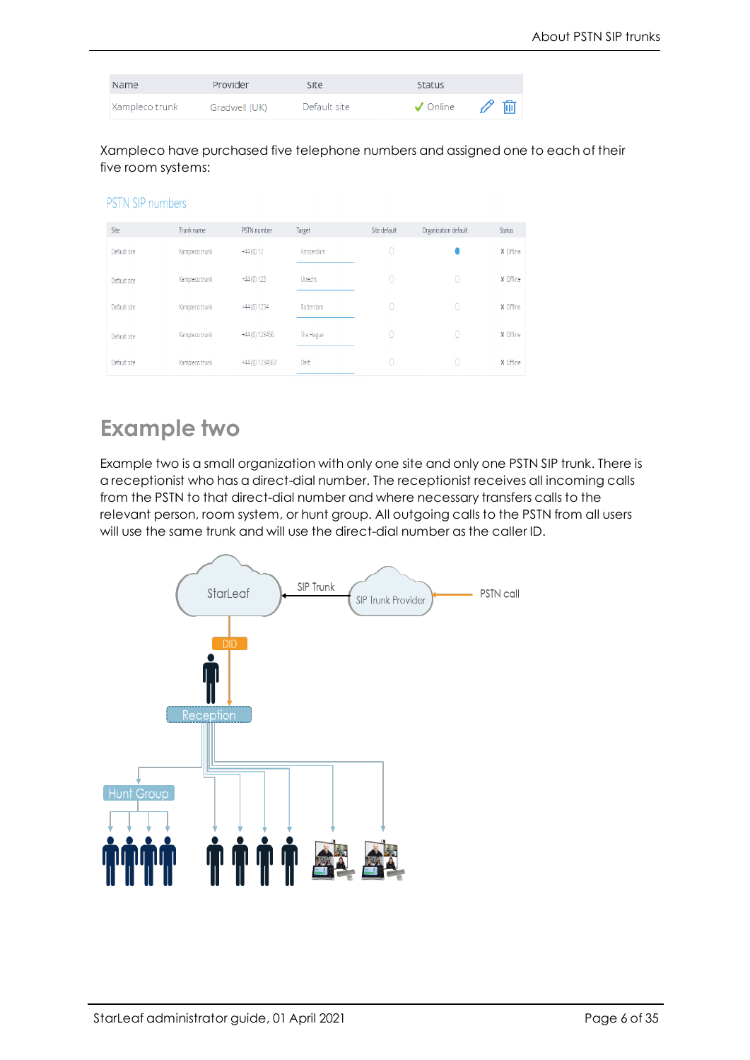| Name | Provider | Site | Status |
| --- | --- | --- | --- |
| Xampleco trunk | Gradwell (UK) | Default site | ✓ Online |

Xampleco have purchased five telephone numbers and assigned one to each of their five room systems:

PSTN SIP numbers

| Site | Trunk name | PSTN number | Target | Site default | Organization default | Status |
| --- | --- | --- | --- | --- | --- | --- |
| Default site | Xampleco trunk | +44 (0) 12 | Amsterdam | ○ | ● | x Offline |
| Default site | Xampleco trunk | +44 (0) 123 | Utrecht | ○ | ○ | x Offline |
| Default site | Xampleco trunk | +44 (0) 1234 | Rotterdam | ○ | ○ | x Offline |
| Default site | Xampleco trunk | +44 (0) 123456 | The Hague | ○ | ○ | x Offline |
| Default site | Xampleco trunk | +44 (0) 1234567 | Delft | ○ | ○ | x Offline |

# Example two

Example two is a small organization with only one site and only one PSTN SIP trunk. There is a receptionist who has a direct-dial number. The receptionist receives all incoming calls from the PSTN to that direct-dial number and where necessary transfers calls to the relevant person, room system, or hunt group. All outgoing calls to the PSTN from all users will use the same trunk and will use the direct-dial number as the caller ID.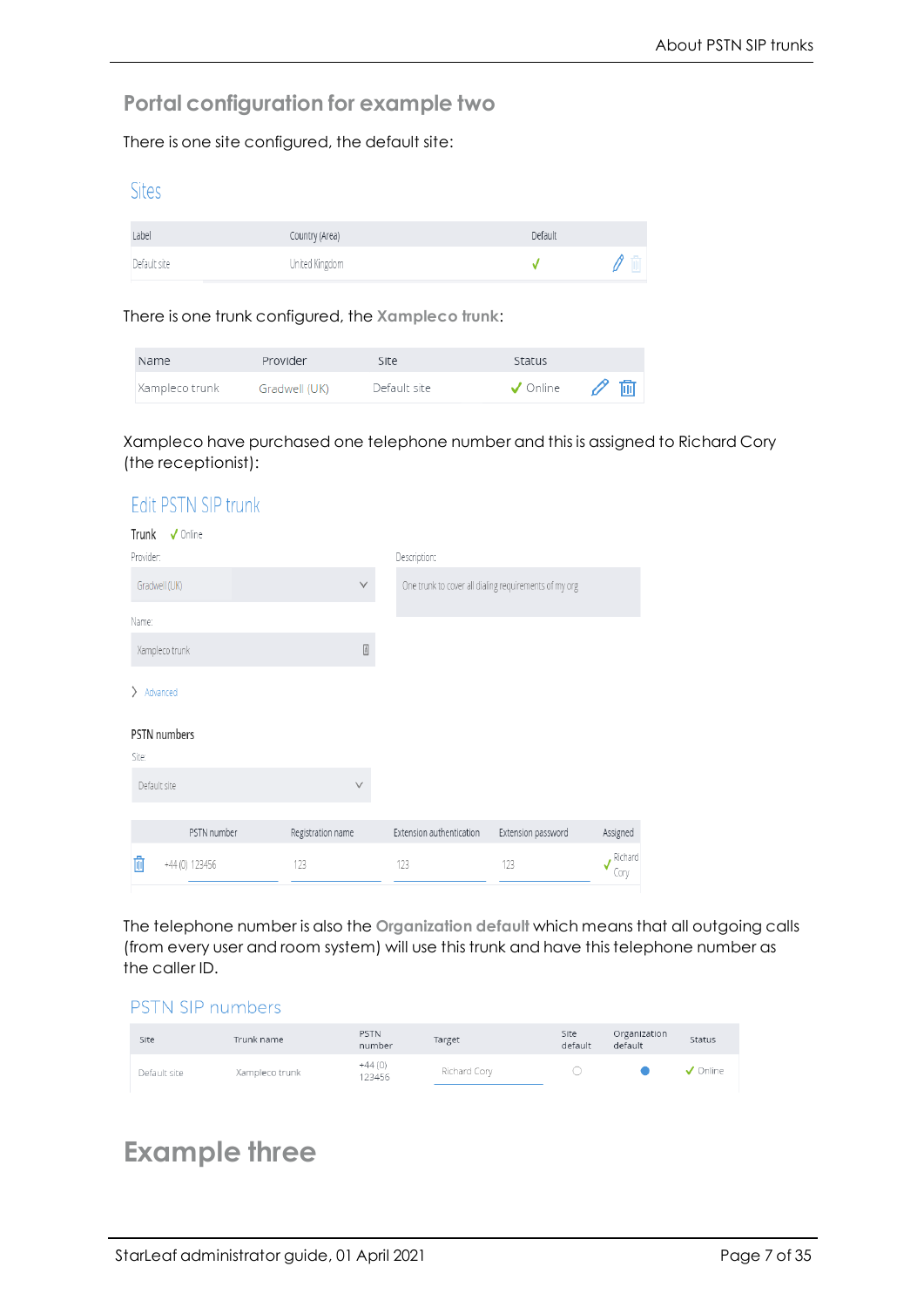## Portal configuration for example two

There is one site configured, the default site:

### Sites

| Label | Country (Area) | Default |
|---|---|---|
| Default site | United Kingdom | ✓ |

There is one trunk configured, the **Xampleco trunk**:

| Name | Provider | Site | Status |
|---|---|---|---|
| Xampleco trunk | Gradwell (UK) | Default site | ✓ Online |

Xampleco have purchased one telephone number and this is assigned to Richard Cory (the receptionist):

### Edit PSTN SIP trunk

Trunk ✓ Online

Provider: Gradwell (UK)

Description: One trunk to cover all dialing requirements of my org

Name: Xampleco trunk

> Advanced

**PSTN numbers**

Site: Default site

| PSTN number | Registration name | Extension authentication | Extension password | Assigned |
|---|---|---|---|---|
| +44 (0) 123456 | 123 | 123 | 123 | ✓ Richard Cory |

The telephone number is also the **Organization default** which means that all outgoing calls (from every user and room system) will use this trunk and have this telephone number as the caller ID.

### PSTN SIP numbers

| Site | Trunk name | PSTN number | Target | Site default | Organization default | Status |
|---|---|---|---|---|---|---|
| Default site | Xampleco trunk | +44 (0) 123456 | Richard Cory | ○ | ● | ✓ Online |

# Example three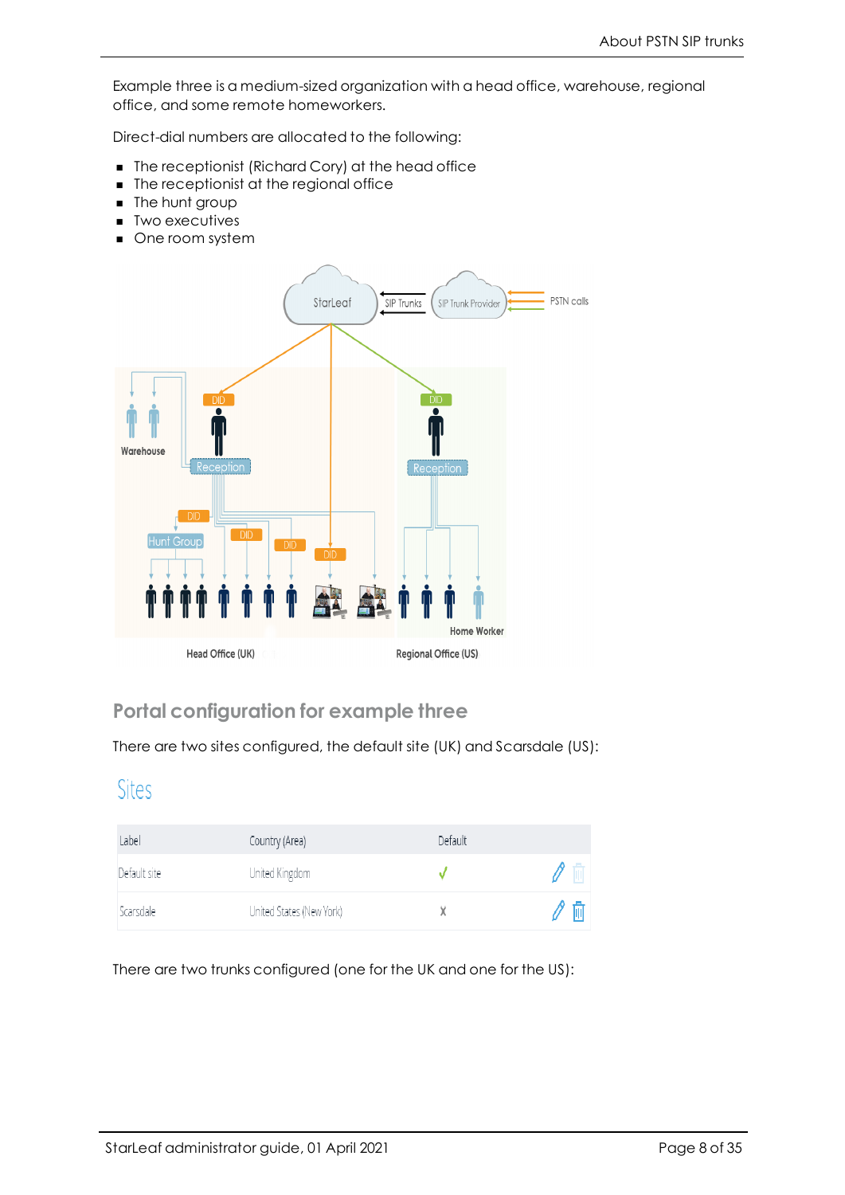Example three is a medium-sized organization with a head office, warehouse, regional office, and some remote homeworkers.

Direct-dial numbers are allocated to the following:

- The receptionist (Richard Cory) at the head office
- The receptionist at the regional office
- The hunt group
- Two executives
- One room system

## Portal configuration for example three

There are two sites configured, the default site (UK) and Scarsdale (US):

### Sites

| Label | Country (Area) | Default |
|---|---|---|
| Default site | United Kingdom | ✓ |
| Scarsdale | United States (New York) | X |

There are two trunks configured (one for the UK and one for the US):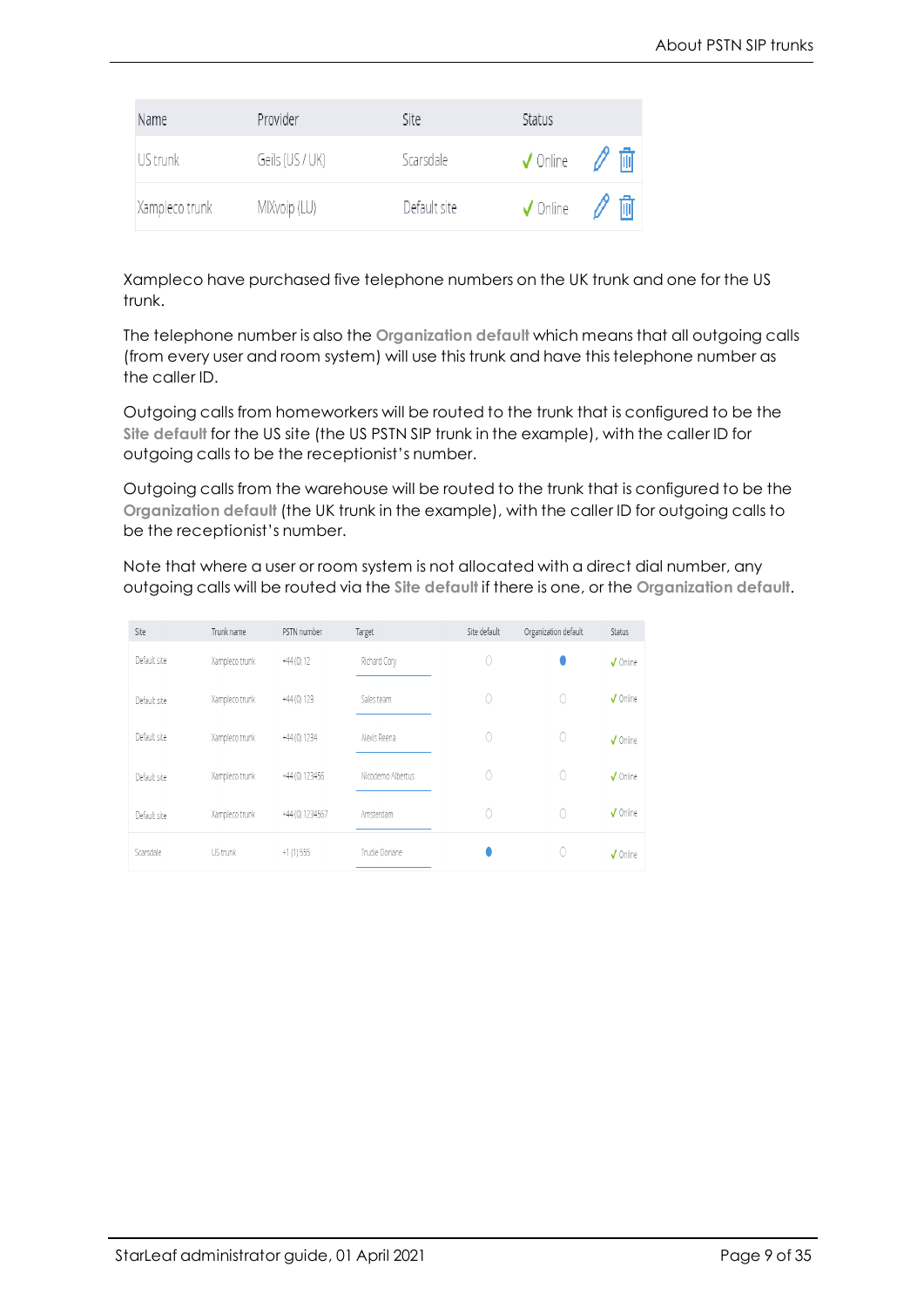| Name | Provider | Site | Status | |
|---|---|---|---|---|
| US trunk | Geils (US / UK) | Scarsdale | ✓ Online | |
| Xampleco trunk | MIXvoip (LU) | Default site | ✓ Online | |

Xampleco have purchased five telephone numbers on the UK trunk and one for the US trunk.

The telephone number is also the **Organization default** which means that all outgoing calls (from every user and room system) will use this trunk and have this telephone number as the caller ID.

Outgoing calls from homeworkers will be routed to the trunk that is configured to be the **Site default** for the US site (the US PSTN SIP trunk in the example), with the caller ID for outgoing calls to be the receptionist's number.

Outgoing calls from the warehouse will be routed to the trunk that is configured to be the **Organization default** (the UK trunk in the example), with the caller ID for outgoing calls to be the receptionist's number.

Note that where a user or room system is not allocated with a direct dial number, any outgoing calls will be routed via the **Site default** if there is one, or the **Organization default**.

| Site | Trunk name | PSTN number | Target | Site default | Organization default | Status |
|---|---|---|---|---|---|---|
| Default site | Xampleco trunk | +44 (0) 12 | Richard Cory | ○ | ● | ✓ Online |
| Default site | Xampleco trunk | +44 (0) 123 | Sales team | ○ | ○ | ✓ Online |
| Default site | Xampleco trunk | +44 (0) 1234 | Alexis Reena | ○ | ○ | ✓ Online |
| Default site | Xampleco trunk | +44 (0) 123456 | Nicodemo Albertus | ○ | ○ | ✓ Online |
| Default site | Xampleco trunk | +44 (0) 1234567 | Amsterdam | ○ | ○ | ✓ Online |
| Scarsdale | US trunk | +1 (1) 555 | Trudie Doriane | ● | ○ | ✓ Online |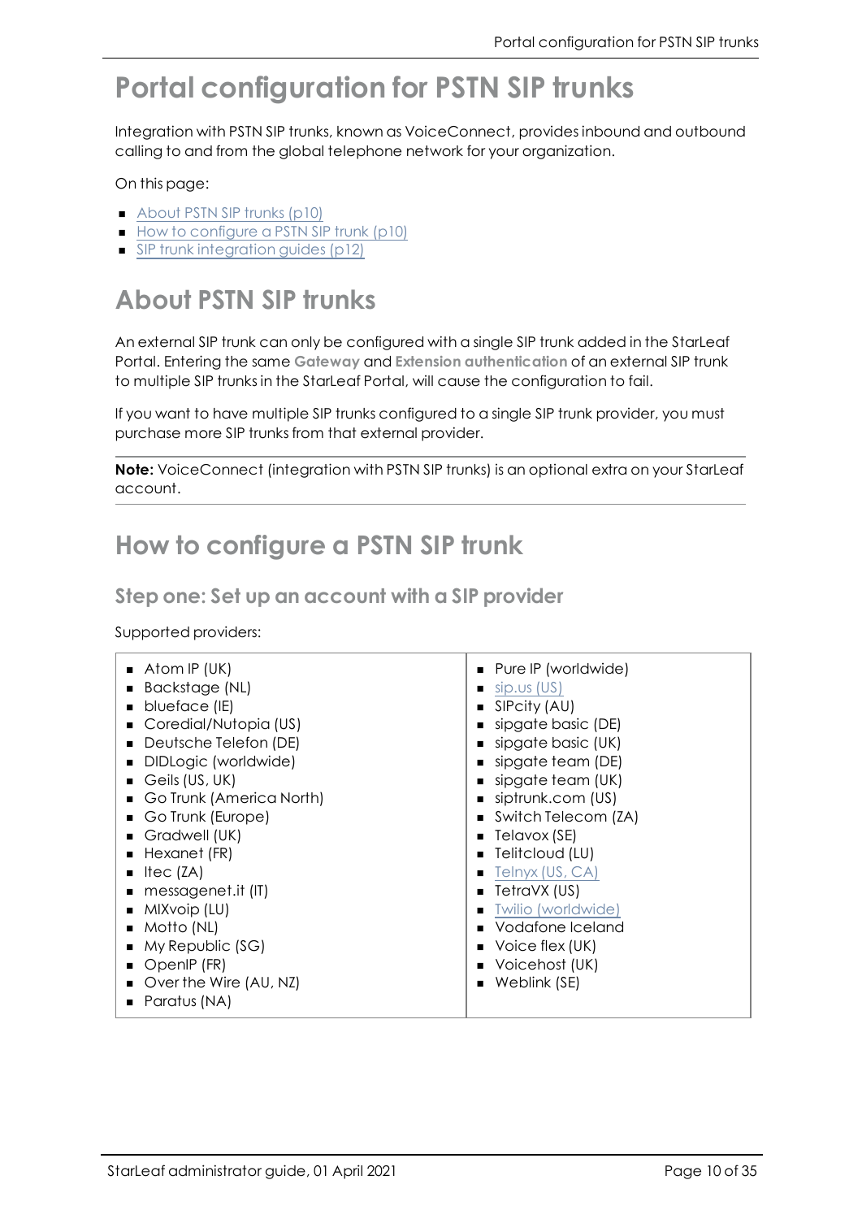# Portal configuration for PSTN SIP trunks

Integration with PSTN SIP trunks, known as VoiceConnect, provides inbound and outbound calling to and from the global telephone network for your organization.

On this page:

- About PSTN SIP trunks (p10)
- How to configure a PSTN SIP trunk (p10)
- SIP trunk integration guides (p12)

## About PSTN SIP trunks

An external SIP trunk can only be configured with a single SIP trunk added in the StarLeaf Portal. Entering the same **Gateway** and **Extension authentication** of an external SIP trunk to multiple SIP trunks in the StarLeaf Portal, will cause the configuration to fail.

If you want to have multiple SIP trunks configured to a single SIP trunk provider, you must purchase more SIP trunks from that external provider.

**Note:** VoiceConnect (integration with PSTN SIP trunks) is an optional extra on your StarLeaf account.

## How to configure a PSTN SIP trunk

### Step one: Set up an account with a SIP provider

Supported providers:

- Atom IP (UK)
- Backstage (NL)
- blueface (IE)
- Coredial/Nutopia (US)
- Deutsche Telefon (DE)
- DIDLogic (worldwide)
- Geils (US, UK)
- Go Trunk (America North)
- Go Trunk (Europe)
- Gradwell (UK)
- Hexanet (FR)
- Itec (ZA)
- messagenet.it (IT)
- MIXvoip (LU)
- Motto (NL)
- My Republic (SG)
- OpenIP (FR)
- Over the Wire (AU, NZ)
- Paratus (NA)
- Pure IP (worldwide)
- sip.us (US)
- SIPcity (AU)
- sipgate basic (DE)
- sipgate basic (UK)
- sipgate team (DE)
- sipgate team (UK)
- siptrunk.com (US)
- Switch Telecom (ZA)
- Telavox (SE)
- Telitcloud (LU)
- Telnyx (US, CA)
- TetraVX (US)
- Twilio (worldwide)
- Vodafone Iceland
- Voice flex (UK)
- Voicehost (UK)
- Weblink (SE)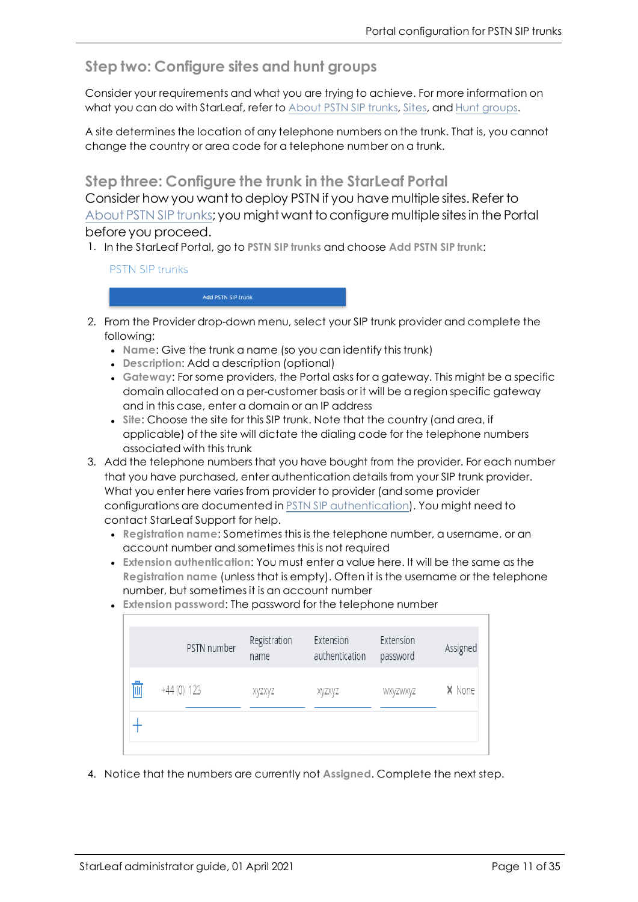## Step two: Configure sites and hunt groups

Consider your requirements and what you are trying to achieve. For more information on what you can do with StarLeaf, refer to About PSTN SIP trunks, Sites, and Hunt groups.

A site determines the location of any telephone numbers on the trunk. That is, you cannot change the country or area code for a telephone number on a trunk.

## Step three: Configure the trunk in the StarLeaf Portal

Consider how you want to deploy PSTN if you have multiple sites. Refer to About PSTN SIP trunks; you might want to configure multiple sites in the Portal before you proceed.

1. In the StarLeaf Portal, go to **PSTN SIP trunks** and choose **Add PSTN SIP trunk**:

   PSTN SIP trunks

   Add PSTN SIP trunk

2. From the Provider drop-down menu, select your SIP trunk provider and complete the following:
   - **Name**: Give the trunk a name (so you can identify this trunk)
   - **Description**: Add a description (optional)
   - **Gateway**: For some providers, the Portal asks for a gateway. This might be a specific domain allocated on a per-customer basis or it will be a region specific gateway and in this case, enter a domain or an IP address
   - **Site**: Choose the site for this SIP trunk. Note that the country (and area, if applicable) of the site will dictate the dialing code for the telephone numbers associated with this trunk
3. Add the telephone numbers that you have bought from the provider. For each number that you have purchased, enter authentication details from your SIP trunk provider. What you enter here varies from provider to provider (and some provider configurations are documented in PSTN SIP authentication). You might need to contact StarLeaf Support for help.
   - **Registration name**: Sometimes this is the telephone number, a username, or an account number and sometimes this is not required
   - **Extension authentication**: You must enter a value here. It will be the same as the **Registration name** (unless that is empty). Often it is the username or the telephone number, but sometimes it is an account number
   - **Extension password**: The password for the telephone number

   | | PSTN number | Registration name | Extension authentication | Extension password | Assigned |
   |---|---|---|---|---|---|
   | 🗑 | +44 (0) 123 | xyzxyz | xyzxyz | wxyzwxyz | ✘ None |
   | + | | | | | |

4. Notice that the numbers are currently not **Assigned**. Complete the next step.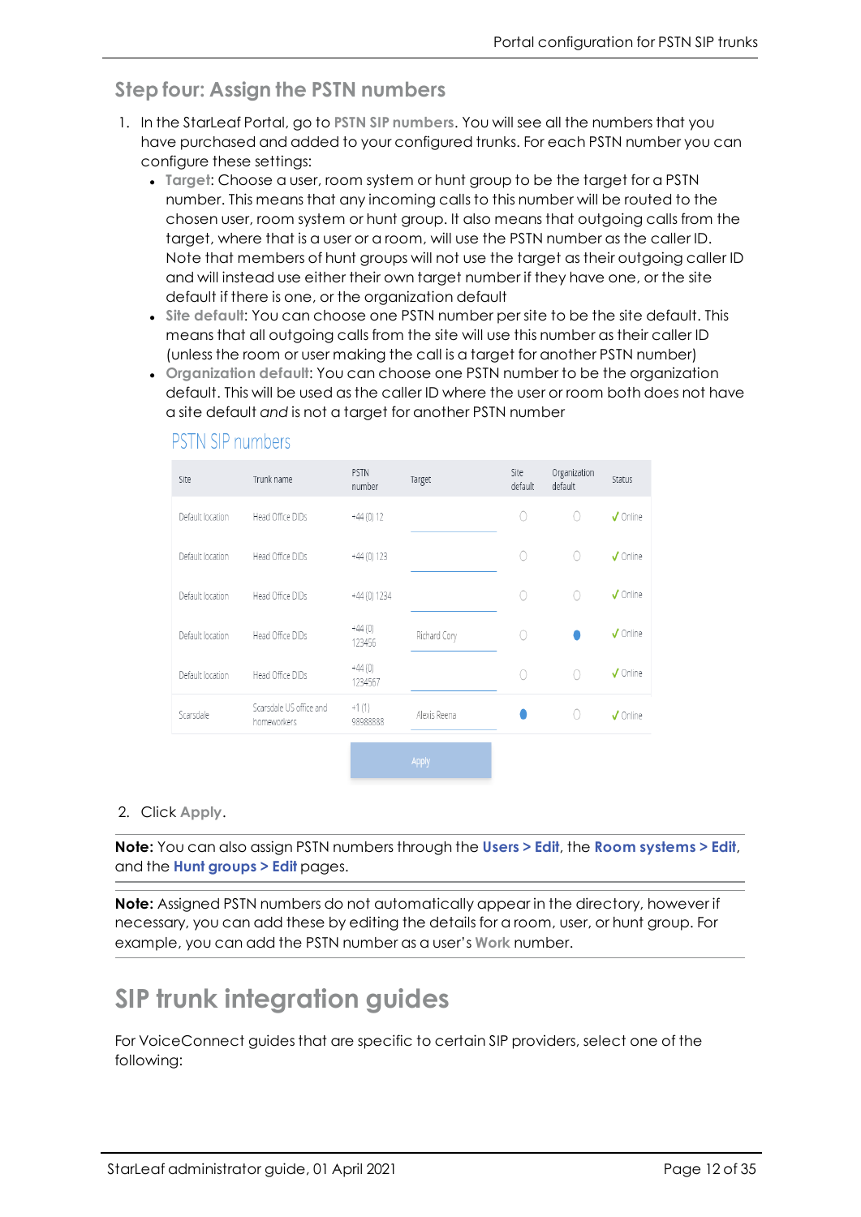## Step four: Assign the PSTN numbers

1. In the StarLeaf Portal, go to **PSTN SIP numbers**. You will see all the numbers that you have purchased and added to your configured trunks. For each PSTN number you can configure these settings:
   - **Target**: Choose a user, room system or hunt group to be the target for a PSTN number. This means that any incoming calls to this number will be routed to the chosen user, room system or hunt group. It also means that outgoing calls from the target, where that is a user or a room, will use the PSTN number as the caller ID. Note that members of hunt groups will not use the target as their outgoing caller ID and will instead use either their own target number if they have one, or the site default if there is one, or the organization default
   - **Site default**: You can choose one PSTN number per site to be the site default. This means that all outgoing calls from the site will use this number as their caller ID (unless the room or user making the call is a target for another PSTN number)
   - **Organization default**: You can choose one PSTN number to be the organization default. This will be used as the caller ID where the user or room both does not have a site default *and* is not a target for another PSTN number

   PSTN SIP numbers

   | Site | Trunk name | PSTN number | Target | Site default | Organization default | Status |
   |---|---|---|---|---|---|---|
   | Default location | Head Office DIDs | +44 (0) 12 | | ○ | ○ | ✓ Online |
   | Default location | Head Office DIDs | +44 (0) 123 | | ○ | ○ | ✓ Online |
   | Default location | Head Office DIDs | +44 (0) 1234 | | ○ | ○ | ✓ Online |
   | Default location | Head Office DIDs | +44 (0) 123456 | Richard Cory | ○ | ● | ✓ Online |
   | Default location | Head Office DIDs | +44 (0) 1234567 | | ○ | ○ | ✓ Online |
   | Scarsdale | Scarsdale US office and homeworkers | +1 (1) 98988888 | Alexis Reena | ● | ○ | ✓ Online |

   Apply

2. Click **Apply**.

**Note:** You can also assign PSTN numbers through the **Users > Edit**, the **Room systems > Edit**, and the **Hunt groups > Edit** pages.

**Note:** Assigned PSTN numbers do not automatically appear in the directory, however if necessary, you can add these by editing the details for a room, user, or hunt group. For example, you can add the PSTN number as a user's **Work** number.

# SIP trunk integration guides

For VoiceConnect guides that are specific to certain SIP providers, select one of the following: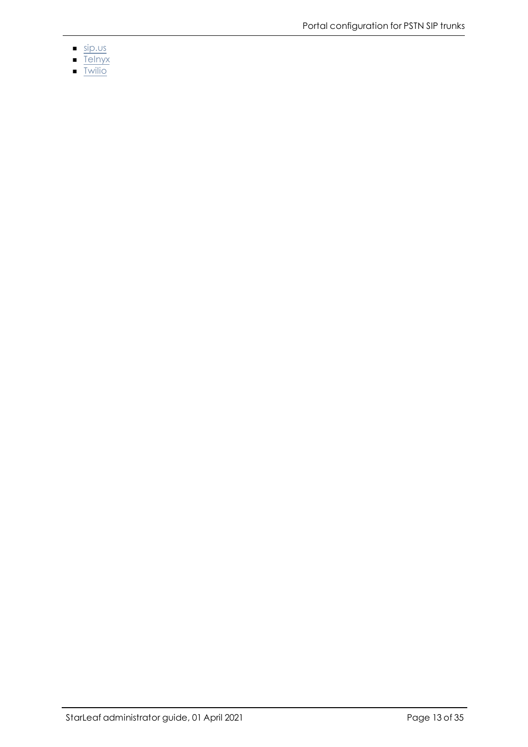- sip.us
- Telnyx
- Twilio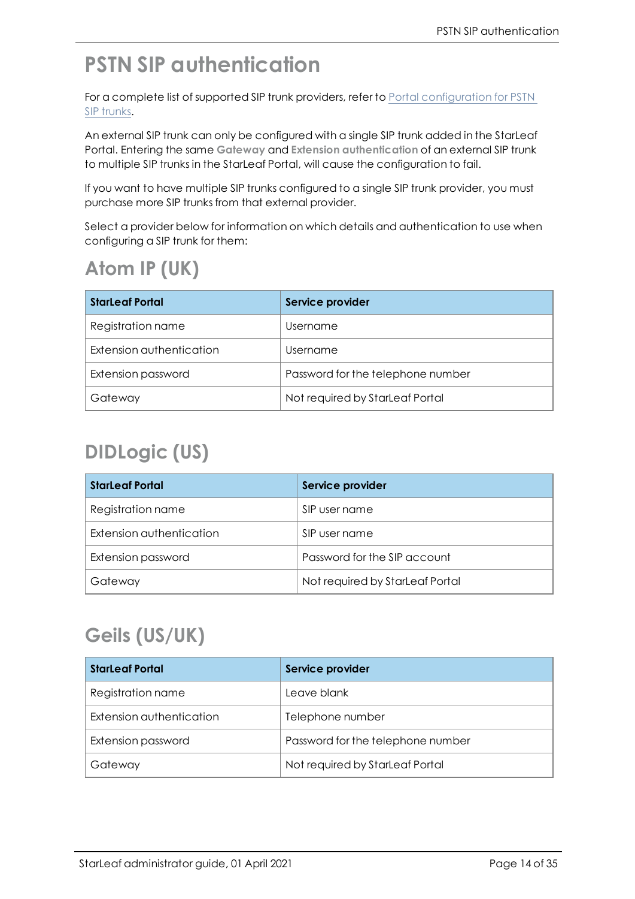# PSTN SIP authentication

For a complete list of supported SIP trunk providers, refer to Portal configuration for PSTN SIP trunks.

An external SIP trunk can only be configured with a single SIP trunk added in the StarLeaf Portal. Entering the same **Gateway** and **Extension authentication** of an external SIP trunk to multiple SIP trunks in the StarLeaf Portal, will cause the configuration to fail.

If you want to have multiple SIP trunks configured to a single SIP trunk provider, you must purchase more SIP trunks from that external provider.

Select a provider below for information on which details and authentication to use when configuring a SIP trunk for them:

## Atom IP (UK)

| StarLeaf Portal | Service provider |
| --- | --- |
| Registration name | Username |
| Extension authentication | Username |
| Extension password | Password for the telephone number |
| Gateway | Not required by StarLeaf Portal |

## DIDLogic (US)

| StarLeaf Portal | Service provider |
| --- | --- |
| Registration name | SIP user name |
| Extension authentication | SIP user name |
| Extension password | Password for the SIP account |
| Gateway | Not required by StarLeaf Portal |

## Geils (US/UK)

| StarLeaf Portal | Service provider |
| --- | --- |
| Registration name | Leave blank |
| Extension authentication | Telephone number |
| Extension password | Password for the telephone number |
| Gateway | Not required by StarLeaf Portal |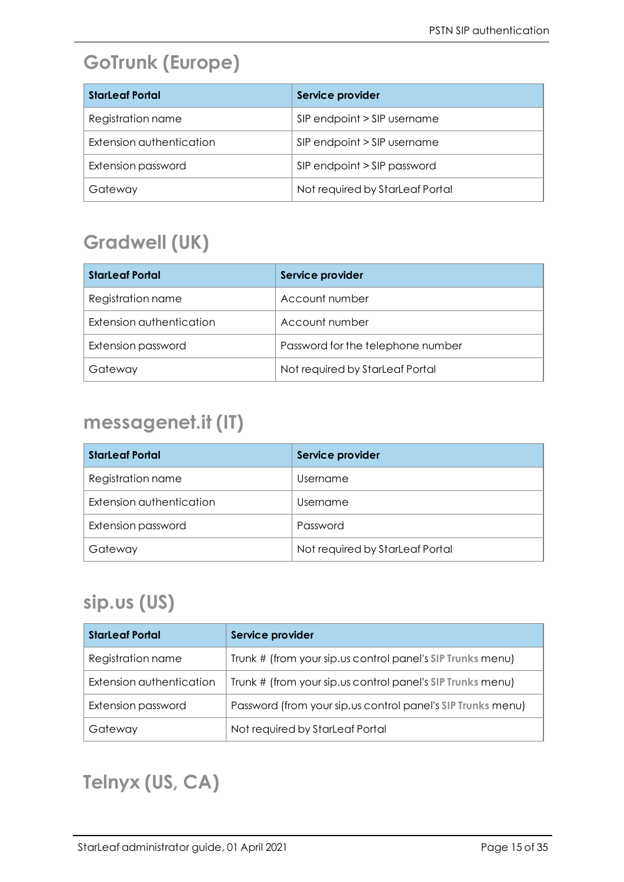## GoTrunk (Europe)

| StarLeaf Portal | Service provider |
|---|---|
| Registration name | SIP endpoint > SIP username |
| Extension authentication | SIP endpoint > SIP username |
| Extension password | SIP endpoint > SIP password |
| Gateway | Not required by StarLeaf Portal |

## Gradwell (UK)

| StarLeaf Portal | Service provider |
|---|---|
| Registration name | Account number |
| Extension authentication | Account number |
| Extension password | Password for the telephone number |
| Gateway | Not required by StarLeaf Portal |

## messagenet.it (IT)

| StarLeaf Portal | Service provider |
|---|---|
| Registration name | Username |
| Extension authentication | Username |
| Extension password | Password |
| Gateway | Not required by StarLeaf Portal |

## sip.us (US)

| StarLeaf Portal | Service provider |
|---|---|
| Registration name | Trunk # (from your sip.us control panel's **SIP Trunks** menu) |
| Extension authentication | Trunk # (from your sip.us control panel's **SIP Trunks** menu) |
| Extension password | Password (from your sip.us control panel's **SIP Trunks** menu) |
| Gateway | Not required by StarLeaf Portal |

## Telnyx (US, CA)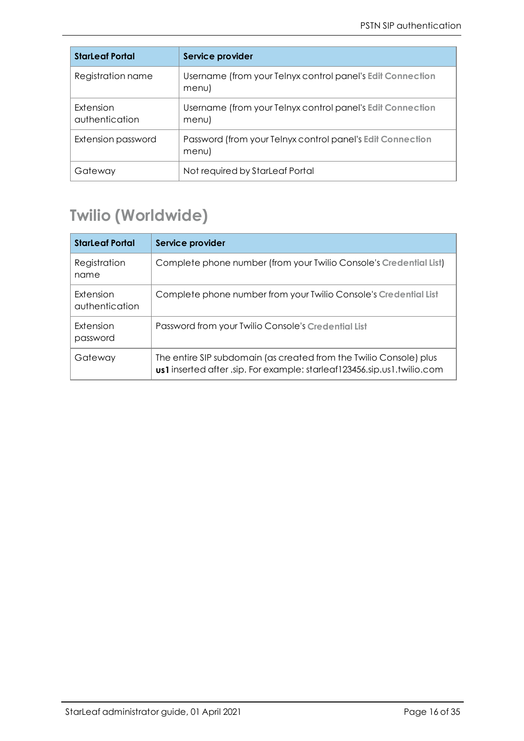| StarLeaf Portal | Service provider |
|---|---|
| Registration name | Username (from your Telnyx control panel's **Edit Connection** menu) |
| Extension authentication | Username (from your Telnyx control panel's **Edit Connection** menu) |
| Extension password | Password (from your Telnyx control panel's **Edit Connection** menu) |
| Gateway | Not required by StarLeaf Portal |

## Twilio (Worldwide)

| StarLeaf Portal | Service provider |
|---|---|
| Registration name | Complete phone number (from your Twilio Console's **Credential List**) |
| Extension authentication | Complete phone number from your Twilio Console's **Credential List** |
| Extension password | Password from your Twilio Console's **Credential List** |
| Gateway | The entire SIP subdomain (as created from the Twilio Console) plus **us1** inserted after .sip. For example: starleaf123456.sip.us1.twilio.com |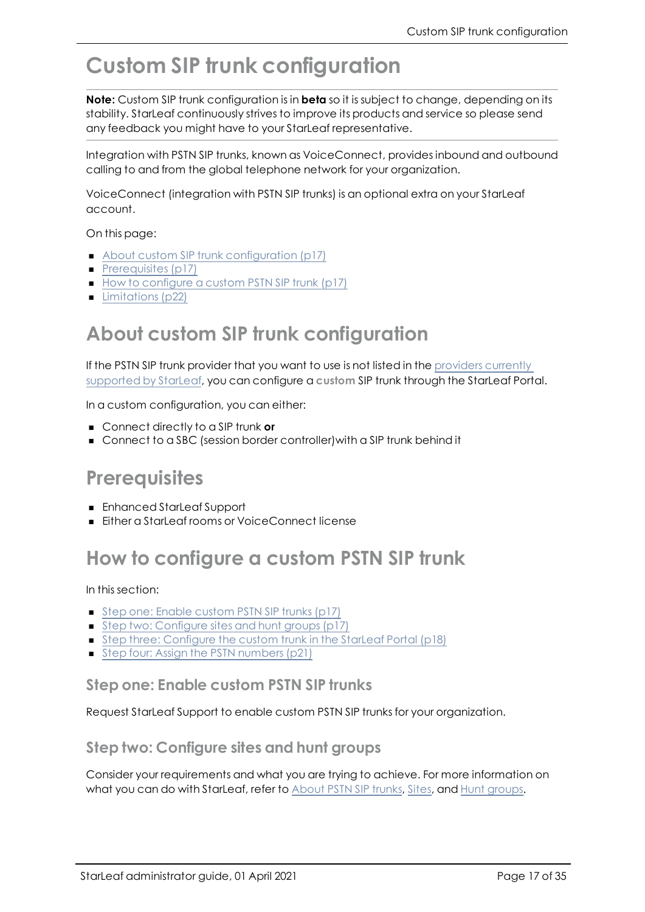# Custom SIP trunk configuration

**Note:** Custom SIP trunk configuration is in **beta** so it is subject to change, depending on its stability. StarLeaf continuously strives to improve its products and service so please send any feedback you might have to your StarLeaf representative.

Integration with PSTN SIP trunks, known as VoiceConnect, provides inbound and outbound calling to and from the global telephone network for your organization.

VoiceConnect (integration with PSTN SIP trunks) is an optional extra on your StarLeaf account.

On this page:

- About custom SIP trunk configuration (p17)
- Prerequisites (p17)
- How to configure a custom PSTN SIP trunk (p17)
- Limitations (p22)

## About custom SIP trunk configuration

If the PSTN SIP trunk provider that you want to use is not listed in the providers currently supported by StarLeaf, you can configure a **custom** SIP trunk through the StarLeaf Portal.

In a custom configuration, you can either:

- Connect directly to a SIP trunk **or**
- Connect to a SBC (session border controller)with a SIP trunk behind it

## Prerequisites

- Enhanced StarLeaf Support
- Either a StarLeaf rooms or VoiceConnect license

## How to configure a custom PSTN SIP trunk

In this section:

- Step one: Enable custom PSTN SIP trunks (p17)
- Step two: Configure sites and hunt groups (p17)
- Step three: Configure the custom trunk in the StarLeaf Portal (p18)
- Step four: Assign the PSTN numbers (p21)

### Step one: Enable custom PSTN SIP trunks

Request StarLeaf Support to enable custom PSTN SIP trunks for your organization.

### Step two: Configure sites and hunt groups

Consider your requirements and what you are trying to achieve. For more information on what you can do with StarLeaf, refer to About PSTN SIP trunks, Sites, and Hunt groups.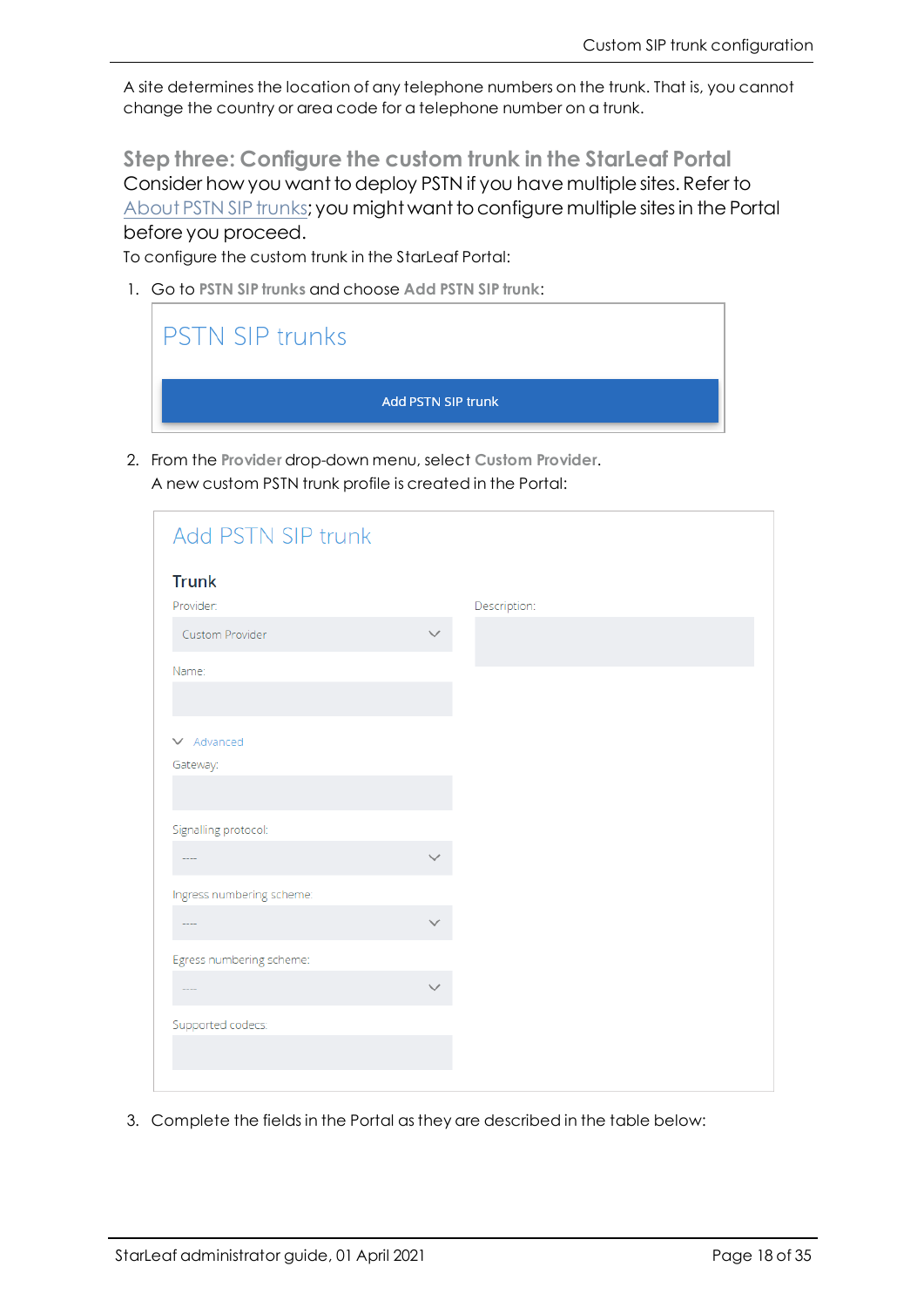A site determines the location of any telephone numbers on the trunk. That is, you cannot change the country or area code for a telephone number on a trunk.

## Step three: Configure the custom trunk in the StarLeaf Portal

Consider how you want to deploy PSTN if you have multiple sites. Refer to About PSTN SIP trunks; you might want to configure multiple sites in the Portal before you proceed.

To configure the custom trunk in the StarLeaf Portal:

1. Go to **PSTN SIP trunks** and choose **Add PSTN SIP trunk**:

   PSTN SIP trunks

   Add PSTN SIP trunk

2. From the **Provider** drop-down menu, select **Custom Provider**.
   A new custom PSTN trunk profile is created in the Portal:

   Add PSTN SIP trunk

   Trunk

   Provider: Custom Provider

   Description:

   Name:

   Advanced

   Gateway:

   Signalling protocol: ----

   Ingress numbering scheme: ----

   Egress numbering scheme: ----

   Supported codecs:

3. Complete the fields in the Portal as they are described in the table below: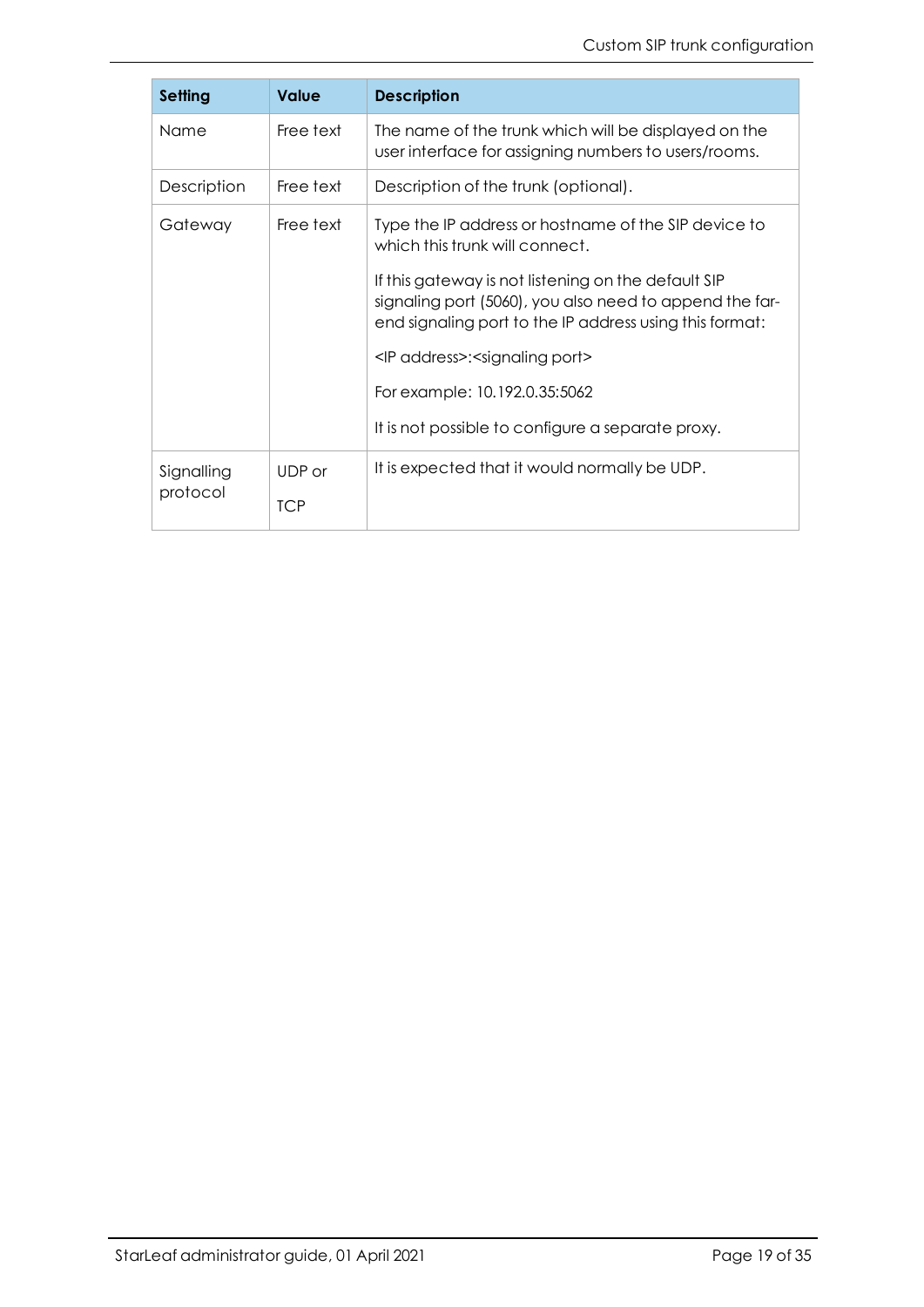| Setting | Value | Description |
| --- | --- | --- |
| Name | Free text | The name of the trunk which will be displayed on the user interface for assigning numbers to users/rooms. |
| Description | Free text | Description of the trunk (optional). |
| Gateway | Free text | Type the IP address or hostname of the SIP device to which this trunk will connect.<br><br>If this gateway is not listening on the default SIP signaling port (5060), you also need to append the far-end signaling port to the IP address using this format:<br><br><IP address>:<signaling port><br><br>For example: 10.192.0.35:5062<br><br>It is not possible to configure a separate proxy. |
| Signalling protocol | UDP or<br><br>TCP | It is expected that it would normally be UDP. |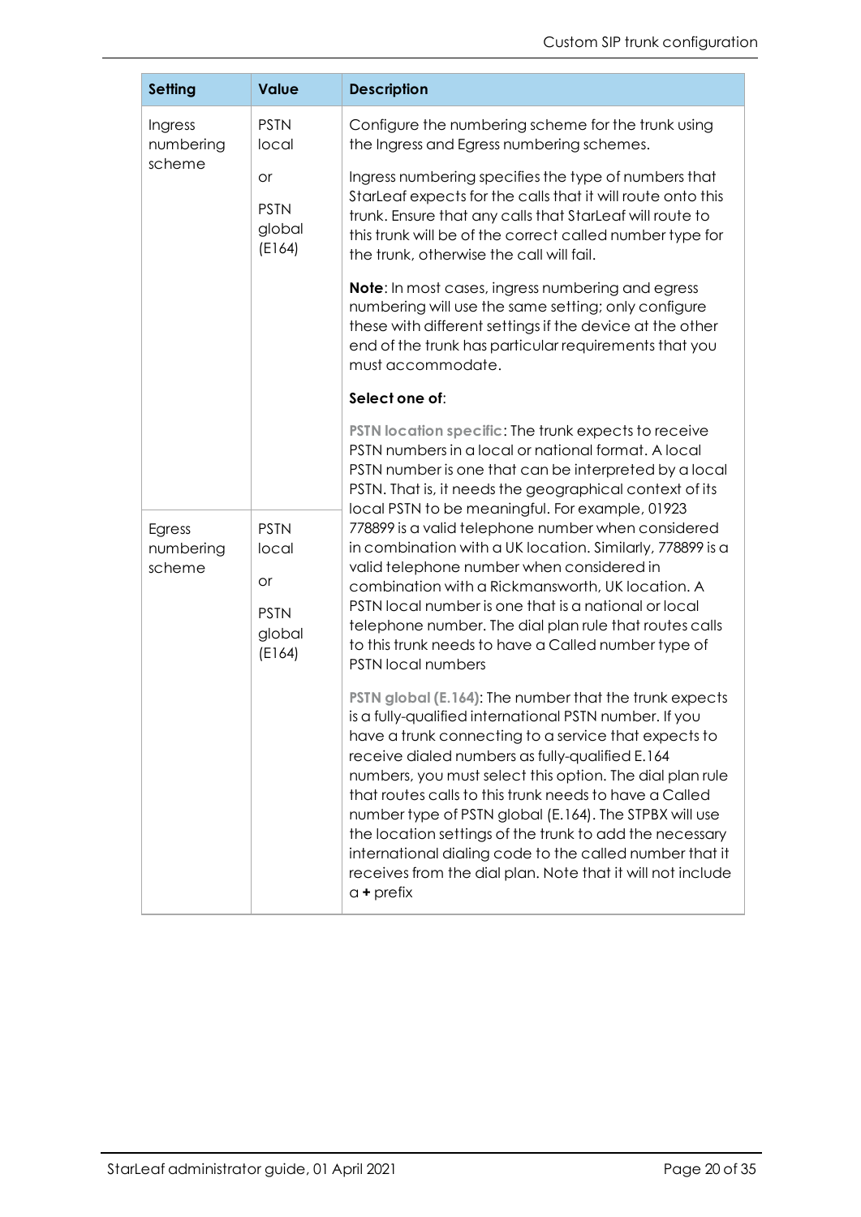| Setting | Value | Description |
|---|---|---|
| Ingress numbering scheme | PSTN local<br><br>or<br><br>PSTN global (E164) | Configure the numbering scheme for the trunk using the Ingress and Egress numbering schemes.<br><br>Ingress numbering specifies the type of numbers that StarLeaf expects for the calls that it will route onto this trunk. Ensure that any calls that StarLeaf will route to this trunk will be of the correct called number type for the trunk, otherwise the call will fail.<br><br>**Note**: In most cases, ingress numbering and egress numbering will use the same setting; only configure these with different settings if the device at the other end of the trunk has particular requirements that you must accommodate.<br><br>**Select one of**:<br><br>**PSTN location specific**: The trunk expects to receive PSTN numbers in a local or national format. A local PSTN number is one that can be interpreted by a local PSTN. That is, it needs the geographical context of its local PSTN to be meaningful. For example, 01923 778899 is a valid telephone number when considered in combination with a UK location. Similarly, 778899 is a valid telephone number when considered in combination with a Rickmansworth, UK location. A PSTN local number is one that is a national or local telephone number. The dial plan rule that routes calls to this trunk needs to have a Called number type of PSTN local numbers<br><br>**PSTN global (E.164)**: The number that the trunk expects is a fully-qualified international PSTN number. If you have a trunk connecting to a service that expects to receive dialed numbers as fully-qualified E.164 numbers, you must select this option. The dial plan rule that routes calls to this trunk needs to have a Called number type of PSTN global (E.164). The STPBX will use the location settings of the trunk to add the necessary international dialing code to the called number that it receives from the dial plan. Note that it will not include a **+** prefix |
| Egress numbering scheme | PSTN local<br><br>or<br><br>PSTN global (E164) | |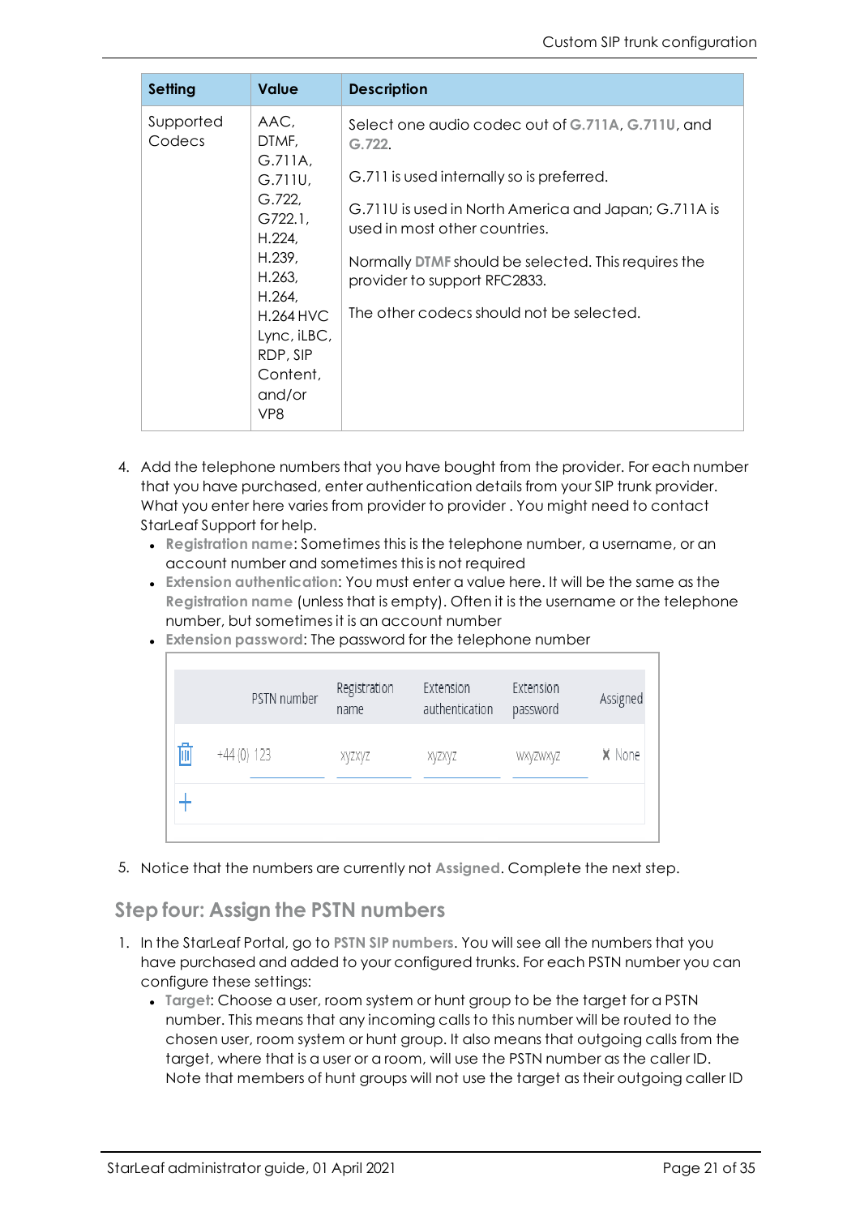| Setting | Value | Description |
|---|---|---|
| Supported Codecs | AAC, DTMF, G.711A, G.711U, G.722, G722.1, H.224, H.239, H.263, H.264, H.264 HVC Lync, iLBC, RDP, SIP Content, and/or VP8 | Select one audio codec out of **G.711A**, **G.711U**, and **G.722**.<br><br>G.711 is used internally so is preferred.<br><br>G.711U is used in North America and Japan; G.711A is used in most other countries.<br><br>Normally **DTMF** should be selected. This requires the provider to support RFC2833.<br><br>The other codecs should not be selected. |

4. Add the telephone numbers that you have bought from the provider. For each number that you have purchased, enter authentication details from your SIP trunk provider. What you enter here varies from provider to provider . You might need to contact StarLeaf Support for help.
   - **Registration name**: Sometimes this is the telephone number, a username, or an account number and sometimes this is not required
   - **Extension authentication**: You must enter a value here. It will be the same as the **Registration name** (unless that is empty). Often it is the username or the telephone number, but sometimes it is an account number
   - **Extension password**: The password for the telephone number

| | PSTN number | Registration name | Extension authentication | Extension password | Assigned |
|---|---|---|---|---|---|
| 🗑 | +44 (0) 123 | xyzxyz | xyzxyz | wxyzwxyz | ✘ None |
| + | | | | | |

5. Notice that the numbers are currently not **Assigned**. Complete the next step.

## Step four: Assign the PSTN numbers

1. In the StarLeaf Portal, go to **PSTN SIP numbers**. You will see all the numbers that you have purchased and added to your configured trunks. For each PSTN number you can configure these settings:
   - **Target**: Choose a user, room system or hunt group to be the target for a PSTN number. This means that any incoming calls to this number will be routed to the chosen user, room system or hunt group. It also means that outgoing calls from the target, where that is a user or a room, will use the PSTN number as the caller ID. Note that members of hunt groups will not use the target as their outgoing caller ID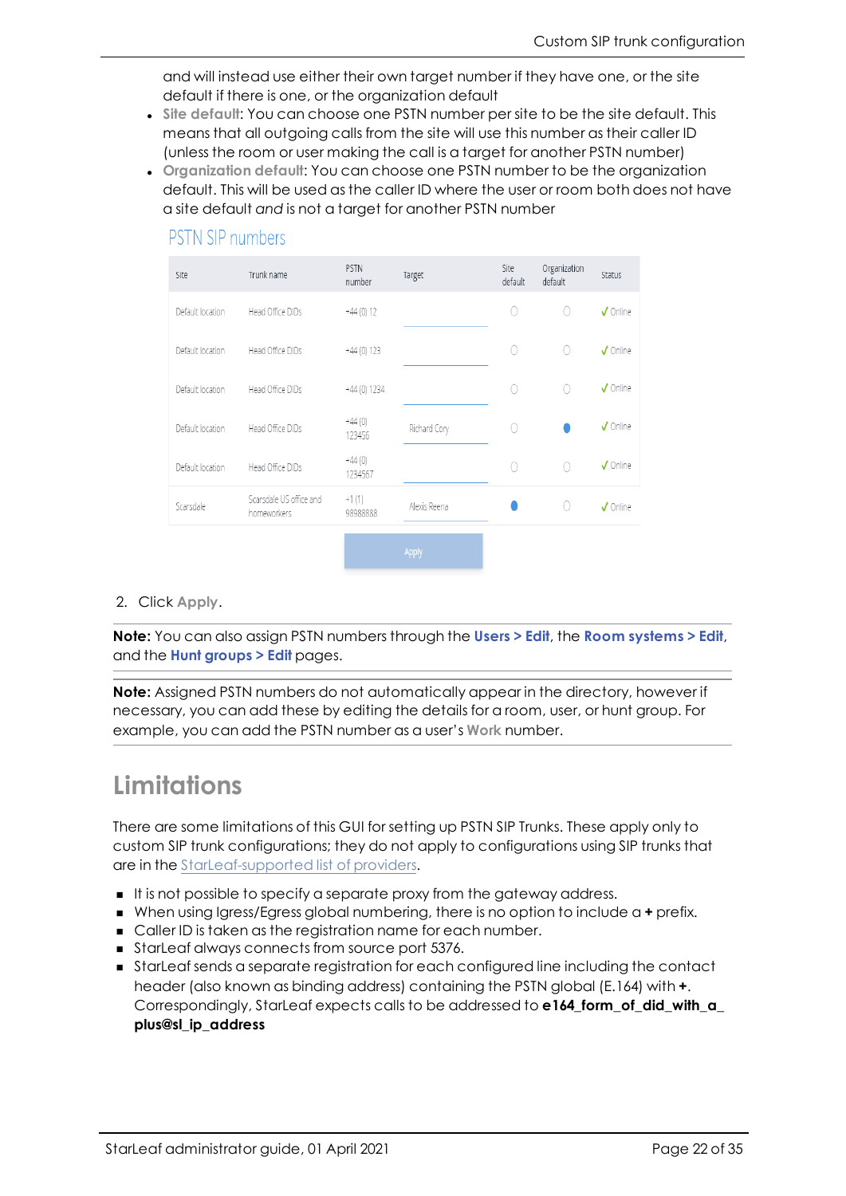and will instead use either their own target number if they have one, or the site default if there is one, or the organization default

- **Site default**: You can choose one PSTN number per site to be the site default. This means that all outgoing calls from the site will use this number as their caller ID (unless the room or user making the call is a target for another PSTN number)
- **Organization default**: You can choose one PSTN number to be the organization default. This will be used as the caller ID where the user or room both does not have a site default *and* is not a target for another PSTN number

## PSTN SIP numbers

| Site | Trunk name | PSTN number | Target | Site default | Organization default | Status |
|---|---|---|---|---|---|---|
| Default location | Head Office DIDs | +44 (0) 12 | | ○ | ○ | ✓ Online |
| Default location | Head Office DIDs | +44 (0) 123 | | ○ | ○ | ✓ Online |
| Default location | Head Office DIDs | +44 (0) 1234 | | ○ | ○ | ✓ Online |
| Default location | Head Office DIDs | +44 (0) 123456 | Richard Cory | ○ | ● | ✓ Online |
| Default location | Head Office DIDs | +44 (0) 1234567 | | ○ | ○ | ✓ Online |
| Scarsdale | Scarsdale US office and homeworkers | +1 (1) 98988888 | Alexis Reena | ● | ○ | ✓ Online |

Apply

2. Click **Apply**.

**Note:** You can also assign PSTN numbers through the **Users > Edit**, the **Room systems > Edit**, and the **Hunt groups > Edit** pages.

**Note:** Assigned PSTN numbers do not automatically appear in the directory, however if necessary, you can add these by editing the details for a room, user, or hunt group. For example, you can add the PSTN number as a user's **Work** number.

# Limitations

There are some limitations of this GUI for setting up PSTN SIP Trunks. These apply only to custom SIP trunk configurations; they do not apply to configurations using SIP trunks that are in the StarLeaf-supported list of providers.

- It is not possible to specify a separate proxy from the gateway address.
- When using Igress/Egress global numbering, there is no option to include a **+** prefix.
- Caller ID is taken as the registration name for each number.
- StarLeaf always connects from source port 5376.
- StarLeaf sends a separate registration for each configured line including the contact header (also known as binding address) containing the PSTN global (E.164) with **+**. Correspondingly, StarLeaf expects calls to be addressed to **e164_form_of_did_with_a_plus@sl_ip_address**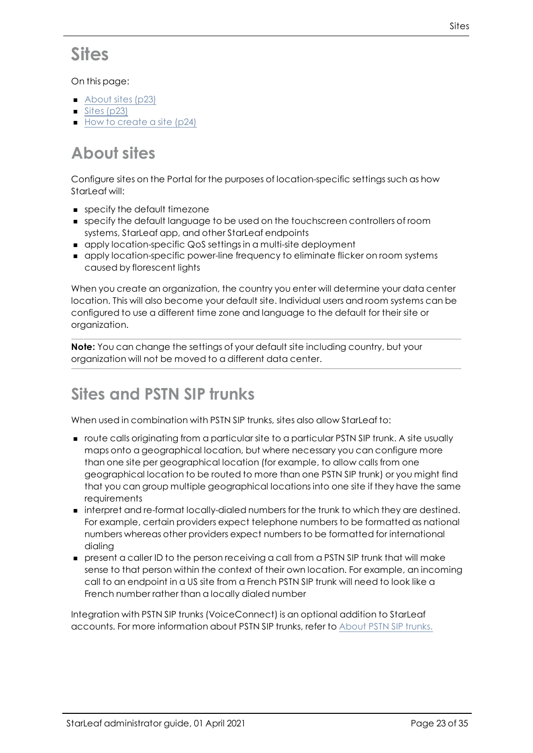# Sites

On this page:

- About sites (p23)
- Sites (p23)
- How to create a site (p24)

## About sites

Configure sites on the Portal for the purposes of location-specific settings such as how StarLeaf will:

- specify the default timezone
- specify the default language to be used on the touchscreen controllers of room systems, StarLeaf app, and other StarLeaf endpoints
- apply location-specific QoS settings in a multi-site deployment
- apply location-specific power-line frequency to eliminate flicker on room systems caused by florescent lights

When you create an organization, the country you enter will determine your data center location. This will also become your default site. Individual users and room systems can be configured to use a different time zone and language to the default for their site or organization.

**Note:** You can change the settings of your default site including country, but your organization will not be moved to a different data center.

## Sites and PSTN SIP trunks

When used in combination with PSTN SIP trunks, sites also allow StarLeaf to:

- route calls originating from a particular site to a particular PSTN SIP trunk. A site usually maps onto a geographical location, but where necessary you can configure more than one site per geographical location (for example, to allow calls from one geographical location to be routed to more than one PSTN SIP trunk) or you might find that you can group multiple geographical locations into one site if they have the same requirements
- interpret and re-format locally-dialed numbers for the trunk to which they are destined. For example, certain providers expect telephone numbers to be formatted as national numbers whereas other providers expect numbers to be formatted for international dialing
- present a caller ID to the person receiving a call from a PSTN SIP trunk that will make sense to that person within the context of their own location. For example, an incoming call to an endpoint in a US site from a French PSTN SIP trunk will need to look like a French number rather than a locally dialed number

Integration with PSTN SIP trunks (VoiceConnect) is an optional addition to StarLeaf accounts. For more information about PSTN SIP trunks, refer to About PSTN SIP trunks.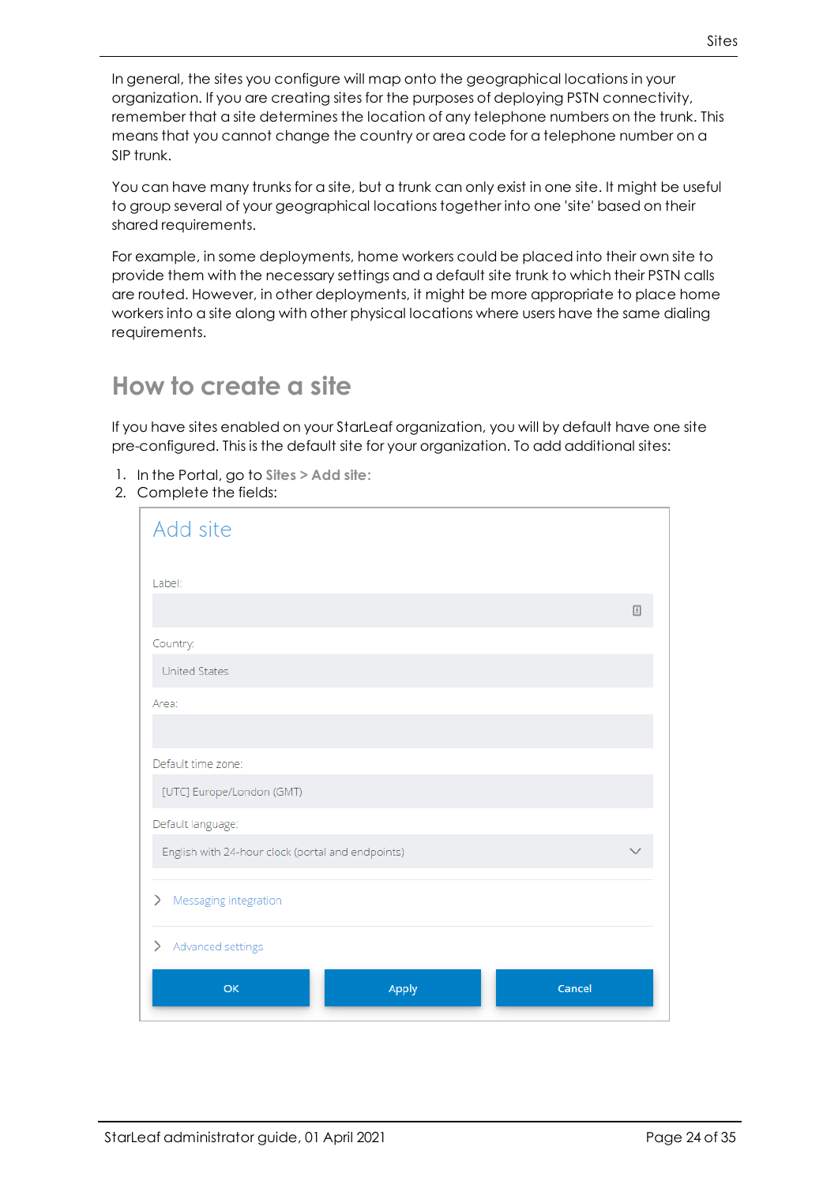In general, the sites you configure will map onto the geographical locations in your organization. If you are creating sites for the purposes of deploying PSTN connectivity, remember that a site determines the location of any telephone numbers on the trunk. This means that you cannot change the country or area code for a telephone number on a SIP trunk.

You can have many trunks for a site, but a trunk can only exist in one site. It might be useful to group several of your geographical locations together into one 'site' based on their shared requirements.

For example, in some deployments, home workers could be placed into their own site to provide them with the necessary settings and a default site trunk to which their PSTN calls are routed. However, in other deployments, it might be more appropriate to place home workers into a site along with other physical locations where users have the same dialing requirements.

## How to create a site

If you have sites enabled on your StarLeaf organization, you will by default have one site pre-configured. This is the default site for your organization. To add additional sites:

1. In the Portal, go to **Sites > Add site:**
2. Complete the fields:

Add site

Label:

Country:
United States

Area:

Default time zone:
[UTC] Europe/London (GMT)

Default language:
English with 24-hour clock (portal and endpoints)

Messaging integration

Advanced settings

OK | Apply | Cancel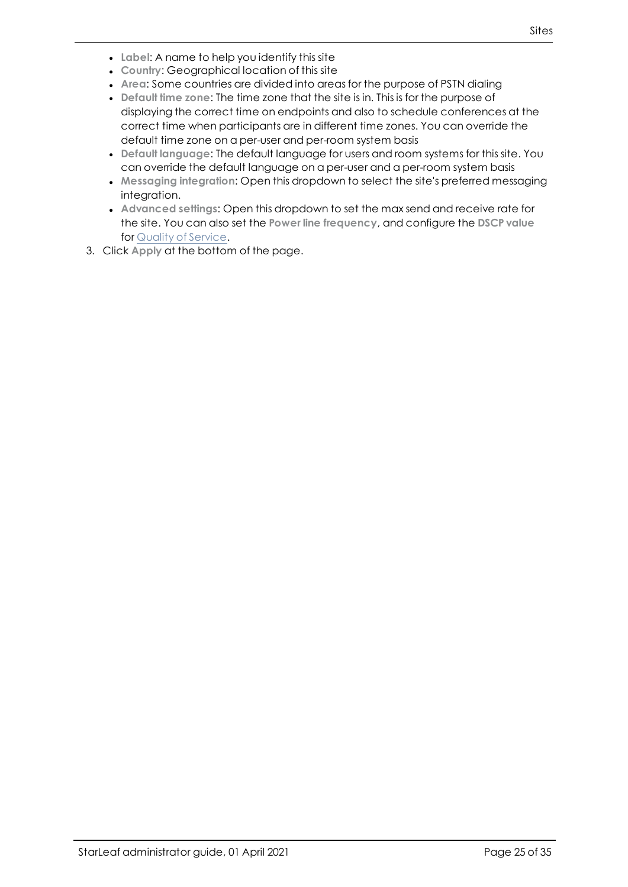- **Label**: A name to help you identify this site
- **Country**: Geographical location of this site
- **Area**: Some countries are divided into areas for the purpose of PSTN dialing
- **Default time zone**: The time zone that the site is in. This is for the purpose of displaying the correct time on endpoints and also to schedule conferences at the correct time when participants are in different time zones. You can override the default time zone on a per-user and per-room system basis
- **Default language**: The default language for users and room systems for this site. You can override the default language on a per-user and a per-room system basis
- **Messaging integration**: Open this dropdown to select the site's preferred messaging integration.
- **Advanced settings**: Open this dropdown to set the max send and receive rate for the site. You can also set the **Power line frequency**, and configure the **DSCP value** for Quality of Service.

3. Click **Apply** at the bottom of the page.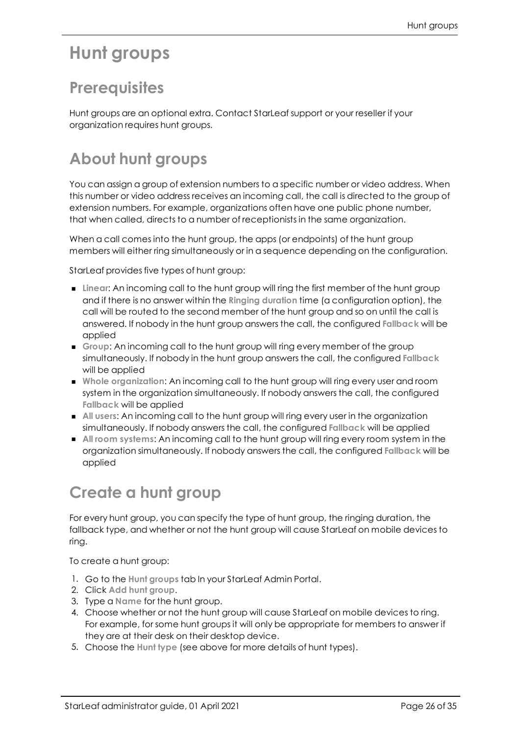# Hunt groups

## Prerequisites

Hunt groups are an optional extra. Contact StarLeaf support or your reseller if your organization requires hunt groups.

## About hunt groups

You can assign a group of extension numbers to a specific number or video address. When this number or video address receives an incoming call, the call is directed to the group of extension numbers. For example, organizations often have one public phone number, that when called, directs to a number of receptionists in the same organization.

When a call comes into the hunt group, the apps (or endpoints) of the hunt group members will either ring simultaneously or in a sequence depending on the configuration.

StarLeaf provides five types of hunt group:

- **Linear**: An incoming call to the hunt group will ring the first member of the hunt group and if there is no answer within the **Ringing duration** time (a configuration option), the call will be routed to the second member of the hunt group and so on until the call is answered. If nobody in the hunt group answers the call, the configured **Fallback** will be applied
- **Group**: An incoming call to the hunt group will ring every member of the group simultaneously. If nobody in the hunt group answers the call, the configured **Fallback** will be applied
- **Whole organization**: An incoming call to the hunt group will ring every user and room system in the organization simultaneously. If nobody answers the call, the configured **Fallback** will be applied
- **All users**: An incoming call to the hunt group will ring every user in the organization simultaneously. If nobody answers the call, the configured **Fallback** will be applied
- **All room systems**: An incoming call to the hunt group will ring every room system in the organization simultaneously. If nobody answers the call, the configured **Fallback** will be applied

## Create a hunt group

For every hunt group, you can specify the type of hunt group, the ringing duration, the fallback type, and whether or not the hunt group will cause StarLeaf on mobile devices to ring.

To create a hunt group:

1. Go to the **Hunt groups** tab In your StarLeaf Admin Portal.
2. Click **Add hunt group**.
3. Type a **Name** for the hunt group.
4. Choose whether or not the hunt group will cause StarLeaf on mobile devices to ring. For example, for some hunt groups it will only be appropriate for members to answer if they are at their desk on their desktop device.
5. Choose the **Hunt type** (see above for more details of hunt types).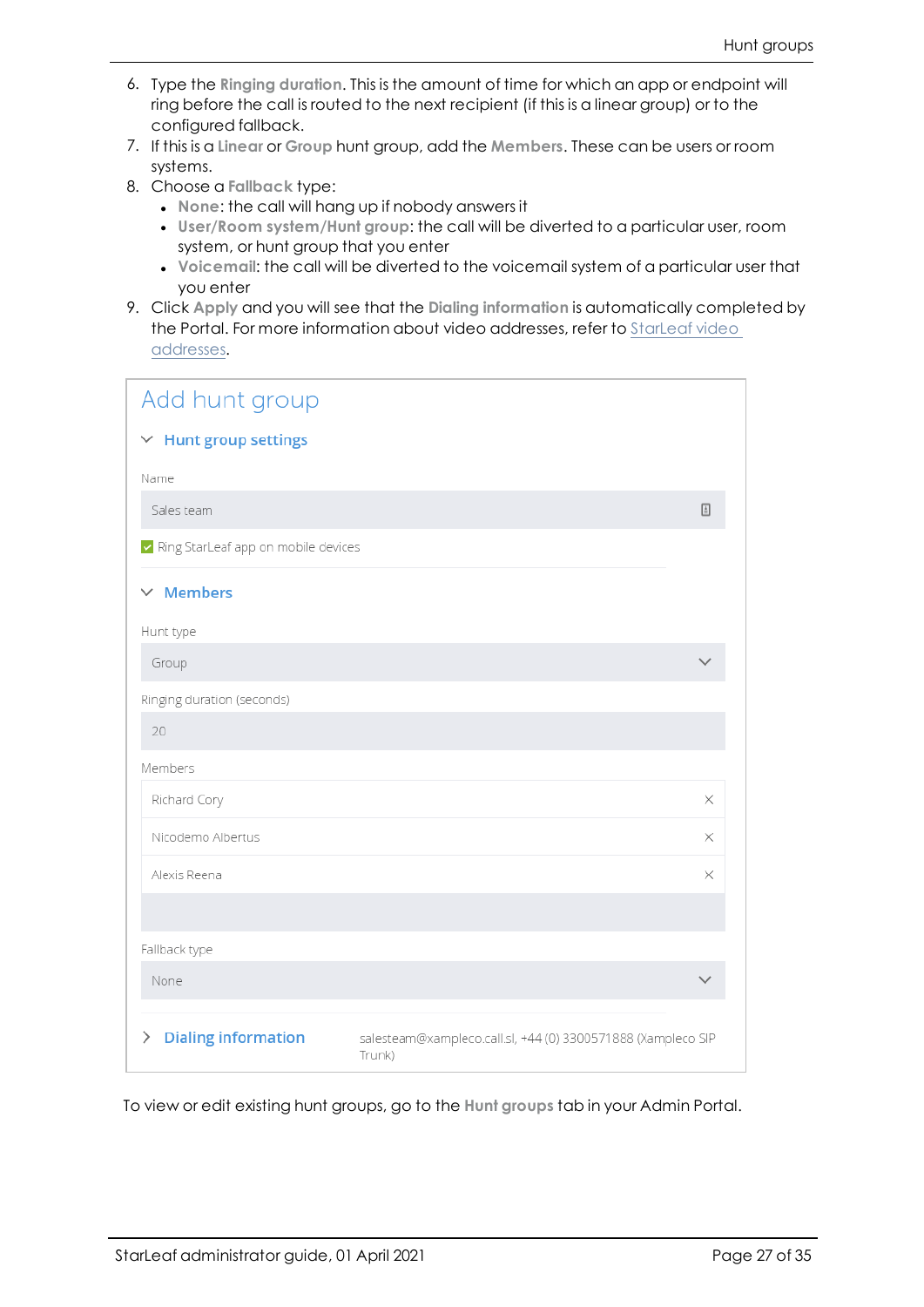6. Type the **Ringing duration**. This is the amount of time for which an app or endpoint will ring before the call is routed to the next recipient (if this is a linear group) or to the configured fallback.
7. If this is a **Linear** or **Group** hunt group, add the **Members**. These can be users or room systems.
8. Choose a **Fallback** type:
   - **None**: the call will hang up if nobody answers it
   - **User/Room system/Hunt group**: the call will be diverted to a particular user, room system, or hunt group that you enter
   - **Voicemail**: the call will be diverted to the voicemail system of a particular user that you enter
9. Click **Apply** and you will see that the **Dialing information** is automatically completed by the Portal. For more information about video addresses, refer to [StarLeaf video addresses](#).

Add hunt group

Hunt group settings

Name

Sales team

Ring StarLeaf app on mobile devices

Members

Hunt type

Group

Ringing duration (seconds)

20

Members

Richard Cory

Nicodemo Albertus

Alexis Reena

Fallback type

None

Dialing information salesteam@xampleco.call.sl, +44 (0) 3300571888 (Xampleco SIP Trunk)

To view or edit existing hunt groups, go to the **Hunt groups** tab in your Admin Portal.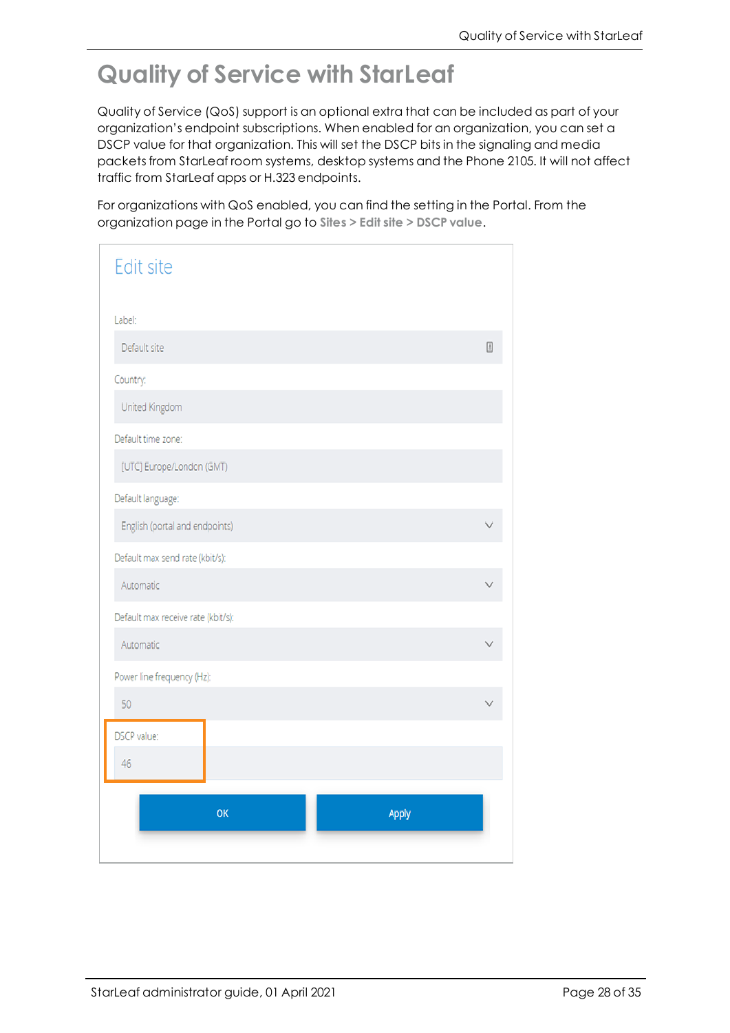# Quality of Service with StarLeaf

Quality of Service (QoS) support is an optional extra that can be included as part of your organization's endpoint subscriptions. When enabled for an organization, you can set a DSCP value for that organization. This will set the DSCP bits in the signaling and media packets from StarLeaf room systems, desktop systems and the Phone 2105. It will not affect traffic from StarLeaf apps or H.323 endpoints.

For organizations with QoS enabled, you can find the setting in the Portal. From the organization page in the Portal go to **Sites > Edit site > DSCP value**.

Edit site

Label:

Default site

Country:

United Kingdom

Default time zone:

[UTC] Europe/London (GMT)

Default language:

English (portal and endpoints)

Default max send rate (kbit/s):

Automatic

Default max receive rate (kbit/s):

Automatic

Power line frequency (Hz):

50

DSCP value:

46

OK

Apply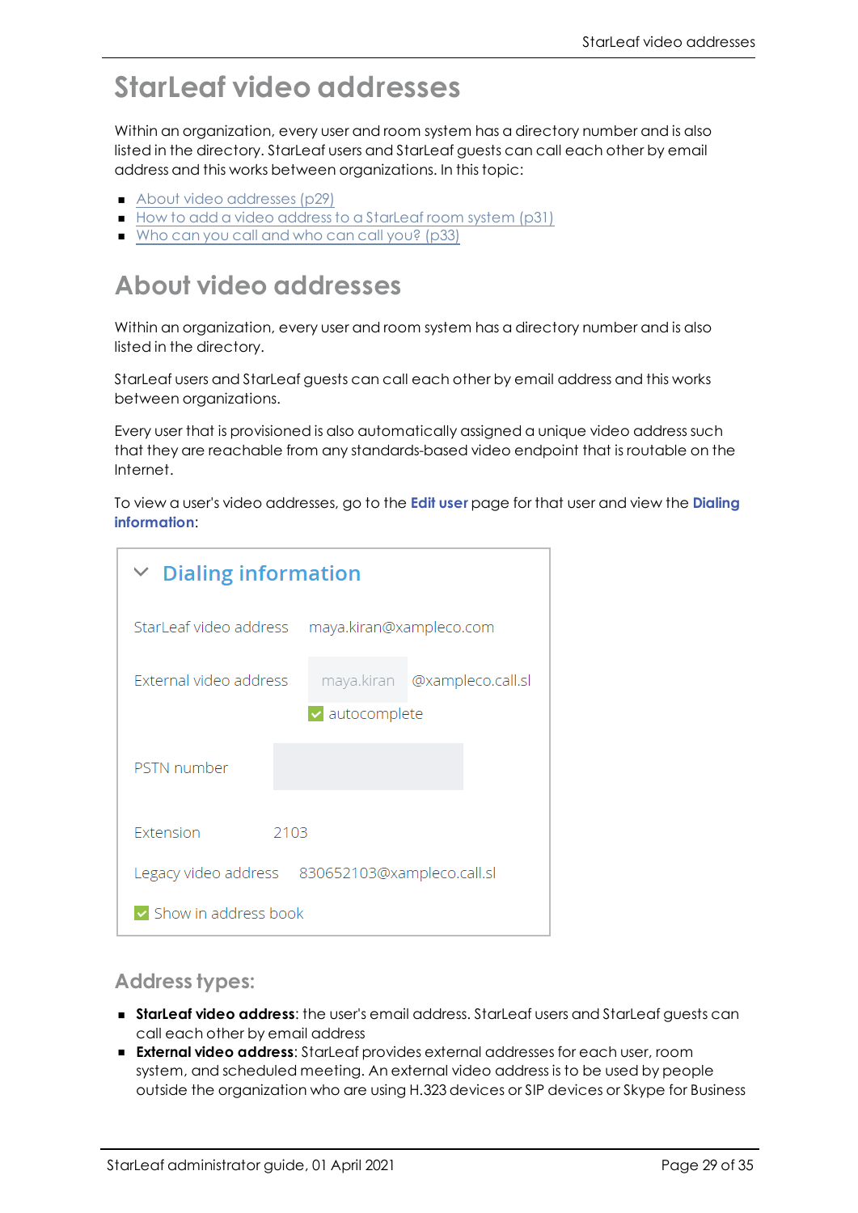# StarLeaf video addresses

Within an organization, every user and room system has a directory number and is also listed in the directory. StarLeaf users and StarLeaf guests can call each other by email address and this works between organizations. In this topic:

- About video addresses (p29)
- How to add a video address to a StarLeaf room system (p31)
- Who can you call and who can call you? (p33)

# About video addresses

Within an organization, every user and room system has a directory number and is also listed in the directory.

StarLeaf users and StarLeaf guests can call each other by email address and this works between organizations.

Every user that is provisioned is also automatically assigned a unique video address such that they are reachable from any standards-based video endpoint that is routable on the Internet.

To view a user's video addresses, go to the **Edit user** page for that user and view the **Dialing information**:

**Dialing information**

| | |
|---|---|
| StarLeaf video address | maya.kiran@xampleco.com |
| External video address | maya.kiran @xampleco.call.sl<br>☑ autocomplete |
| PSTN number | |
| Extension | 2103 |
| Legacy video address | 830652103@xampleco.call.sl |

☑ Show in address book

## Address types:

- **StarLeaf video address**: the user's email address. StarLeaf users and StarLeaf guests can call each other by email address
- **External video address**: StarLeaf provides external addresses for each user, room system, and scheduled meeting. An external video address is to be used by people outside the organization who are using H.323 devices or SIP devices or Skype for Business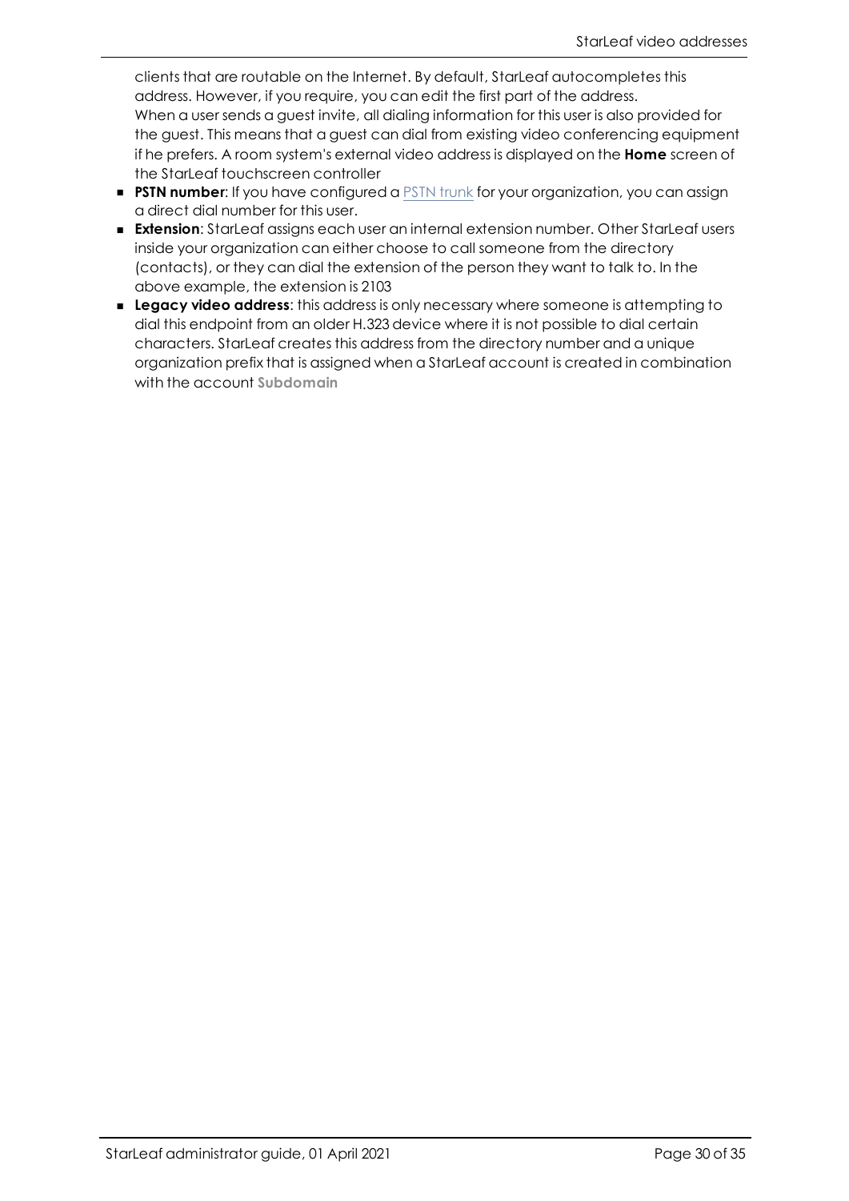clients that are routable on the Internet. By default, StarLeaf autocompletes this address. However, if you require, you can edit the first part of the address. When a user sends a guest invite, all dialing information for this user is also provided for the guest. This means that a guest can dial from existing video conferencing equipment if he prefers. A room system's external video address is displayed on the **Home** screen of the StarLeaf touchscreen controller

- **PSTN number**: If you have configured a PSTN trunk for your organization, you can assign a direct dial number for this user.
- **Extension**: StarLeaf assigns each user an internal extension number. Other StarLeaf users inside your organization can either choose to call someone from the directory (contacts), or they can dial the extension of the person they want to talk to. In the above example, the extension is 2103
- **Legacy video address**: this address is only necessary where someone is attempting to dial this endpoint from an older H.323 device where it is not possible to dial certain characters. StarLeaf creates this address from the directory number and a unique organization prefix that is assigned when a StarLeaf account is created in combination with the account **Subdomain**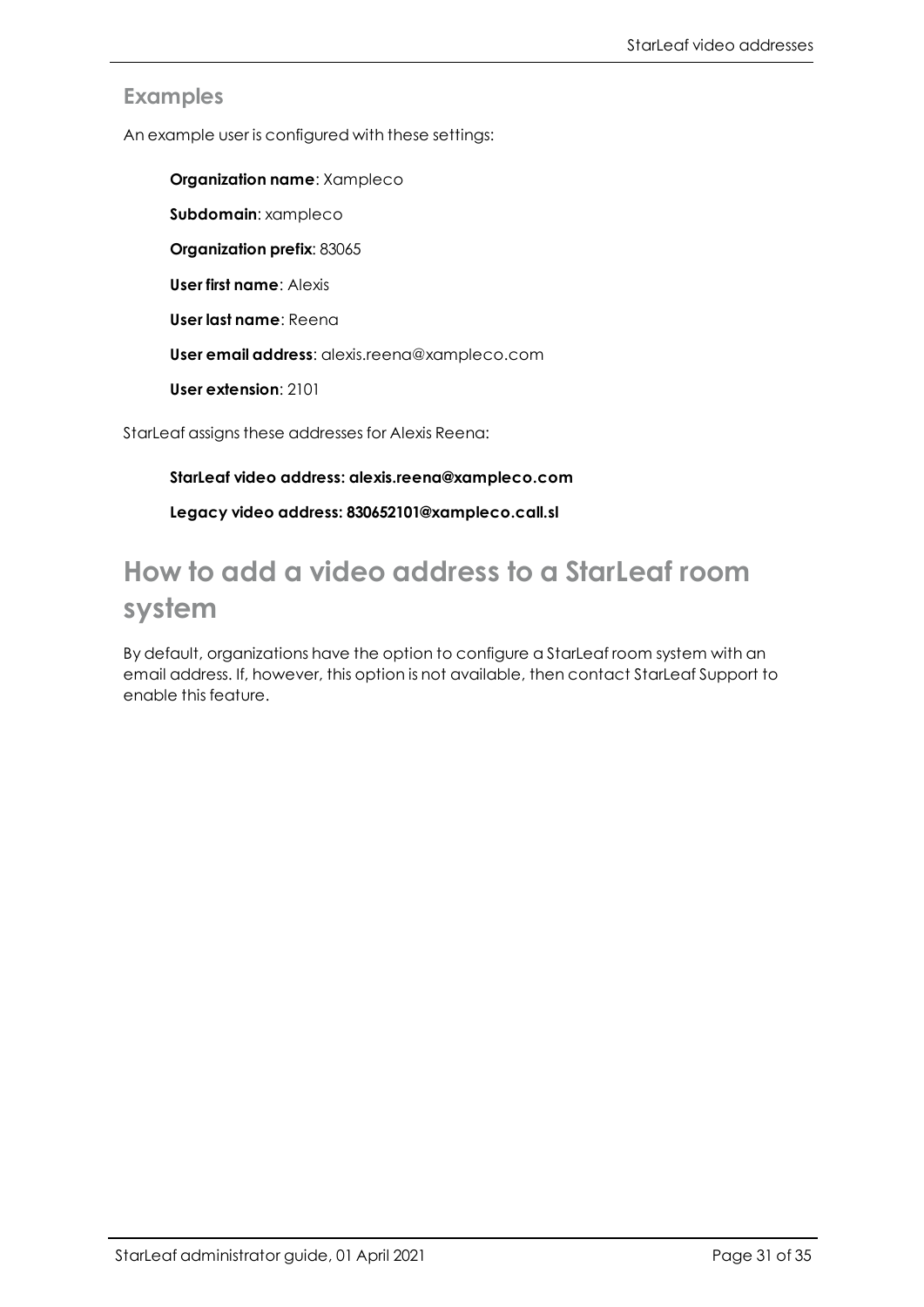### Examples

An example user is configured with these settings:

**Organization name**: Xampleco

**Subdomain**: xampleco

**Organization prefix**: 83065

**User first name**: Alexis

**User last name**: Reena

**User email address**: alexis.reena@xampleco.com

**User extension**: 2101

StarLeaf assigns these addresses for Alexis Reena:

**StarLeaf video address: alexis.reena@xampleco.com**

**Legacy video address: 830652101@xampleco.call.sl**

# How to add a video address to a StarLeaf room system

By default, organizations have the option to configure a StarLeaf room system with an email address. If, however, this option is not available, then contact StarLeaf Support to enable this feature.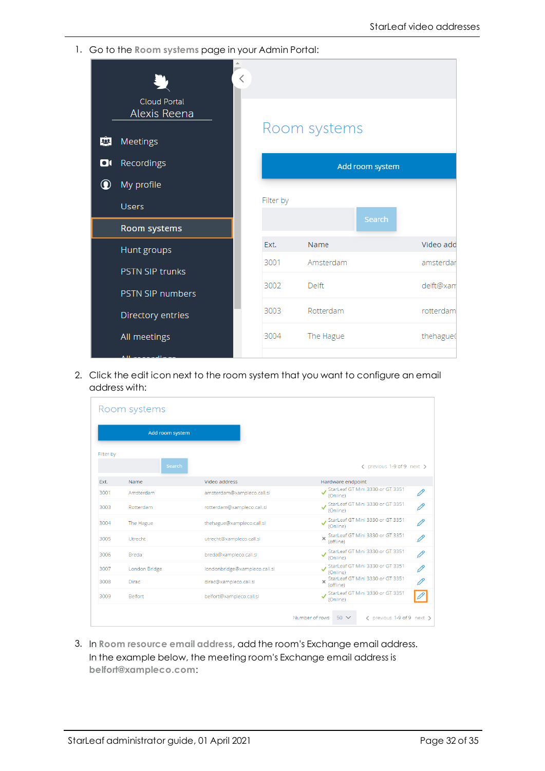1. Go to the **Room systems** page in your Admin Portal:

2. Click the edit icon next to the room system that you want to configure an email address with:

3. In **Room resource email address**, add the room's Exchange email address. In the example below, the meeting room's Exchange email address is **belfort@xampleco.com**: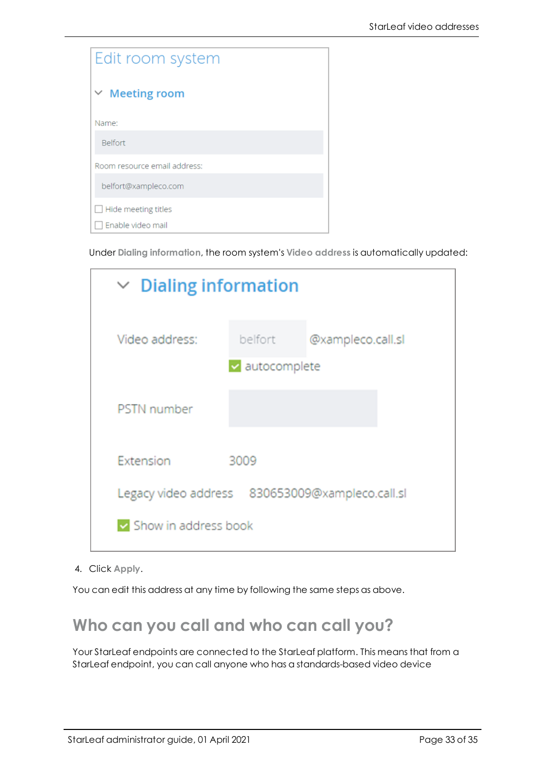Edit room system

Meeting room

Name:

Belfort

Room resource email address:

belfort@xampleco.com

Hide meeting titles

Enable video mail

Under **Dialing information**, the room system's **Video address** is automatically updated:

Dialing information

Video address: belfort @xampleco.call.sl

autocomplete

PSTN number

Extension 3009

Legacy video address 830653009@xampleco.call.sl

Show in address book

4. Click **Apply**.

You can edit this address at any time by following the same steps as above.

## Who can you call and who can call you?

Your StarLeaf endpoints are connected to the StarLeaf platform. This means that from a StarLeaf endpoint, you can call anyone who has a standards-based video device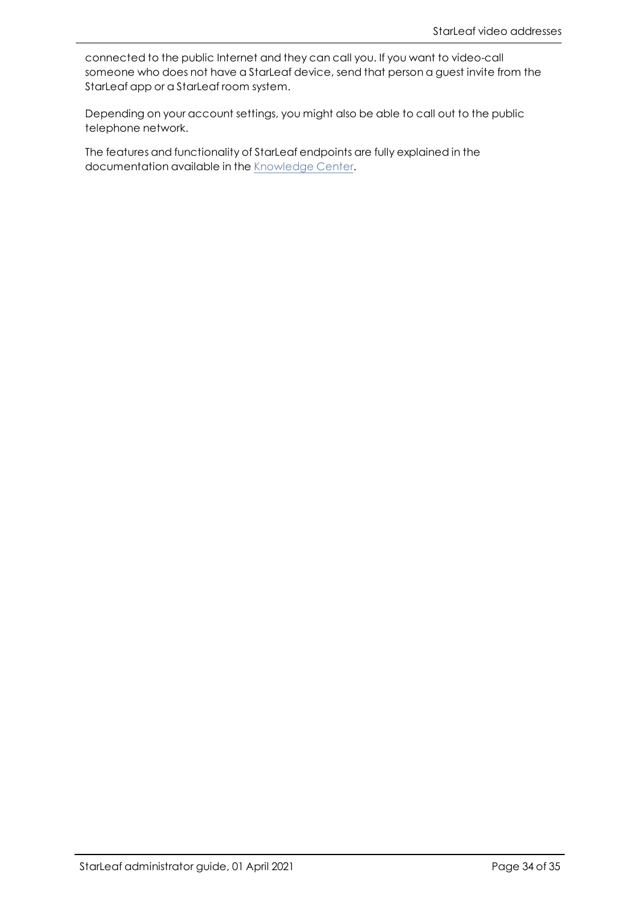connected to the public Internet and they can call you. If you want to video-call someone who does not have a StarLeaf device, send that person a guest invite from the StarLeaf app or a StarLeaf room system.

Depending on your account settings, you might also be able to call out to the public telephone network.

The features and functionality of StarLeaf endpoints are fully explained in the documentation available in the Knowledge Center.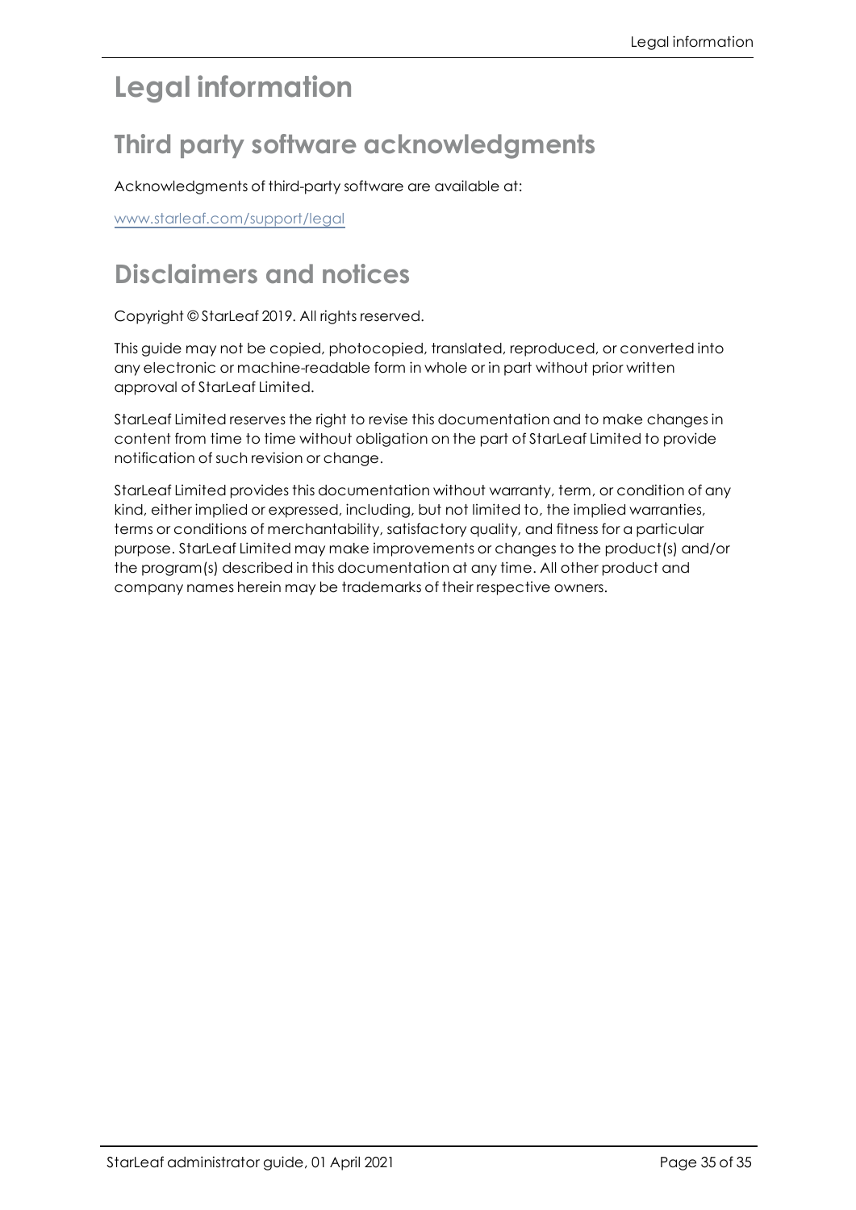# Legal information

## Third party software acknowledgments

Acknowledgments of third-party software are available at:

www.starleaf.com/support/legal

## Disclaimers and notices

Copyright © StarLeaf 2019. All rights reserved.

This guide may not be copied, photocopied, translated, reproduced, or converted into any electronic or machine-readable form in whole or in part without prior written approval of StarLeaf Limited.

StarLeaf Limited reserves the right to revise this documentation and to make changes in content from time to time without obligation on the part of StarLeaf Limited to provide notification of such revision or change.

StarLeaf Limited provides this documentation without warranty, term, or condition of any kind, either implied or expressed, including, but not limited to, the implied warranties, terms or conditions of merchantability, satisfactory quality, and fitness for a particular purpose. StarLeaf Limited may make improvements or changes to the product(s) and/or the program(s) described in this documentation at any time. All other product and company names herein may be trademarks of their respective owners.